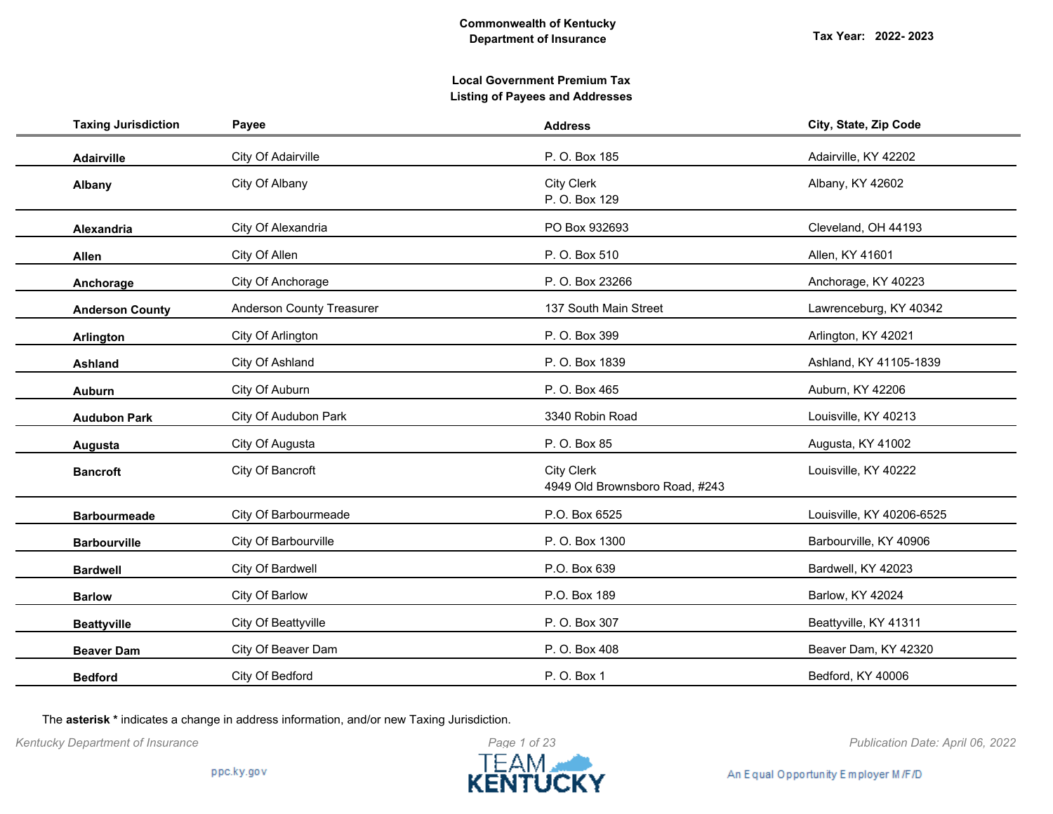**Commonwealth of Kentucky**
**Department of Insurance**

**Tax Year: 2022- 2023**

## Local Government Premium Tax
## Listing of Payees and Addresses

| Taxing Jurisdiction | Payee | Address | City, State, Zip Code |
|---|---|---|---|
| **Adairville** | City Of Adairville | P. O. Box 185 | Adairville, KY 42202 |
| **Albany** | City Of Albany | City Clerk<br>P. O. Box 129 | Albany, KY 42602 |
| **Alexandria** | City Of Alexandria | PO Box 932693 | Cleveland, OH 44193 |
| **Allen** | City Of Allen | P. O. Box 510 | Allen, KY 41601 |
| **Anchorage** | City Of Anchorage | P. O. Box 23266 | Anchorage, KY 40223 |
| **Anderson County** | Anderson County Treasurer | 137 South Main Street | Lawrenceburg, KY 40342 |
| **Arlington** | City Of Arlington | P. O. Box 399 | Arlington, KY 42021 |
| **Ashland** | City Of Ashland | P. O. Box 1839 | Ashland, KY 41105-1839 |
| **Auburn** | City Of Auburn | P. O. Box 465 | Auburn, KY 42206 |
| **Audubon Park** | City Of Audubon Park | 3340 Robin Road | Louisville, KY 40213 |
| **Augusta** | City Of Augusta | P. O. Box 85 | Augusta, KY 41002 |
| **Bancroft** | City Of Bancroft | City Clerk<br>4949 Old Brownsboro Road, #243 | Louisville, KY 40222 |
| **Barbourmeade** | City Of Barbourmeade | P.O. Box 6525 | Louisville, KY 40206-6525 |
| **Barbourville** | City Of Barbourville | P. O. Box 1300 | Barbourville, KY 40906 |
| **Bardwell** | City Of Bardwell | P.O. Box 639 | Bardwell, KY 42023 |
| **Barlow** | City Of Barlow | P.O. Box 189 | Barlow, KY 42024 |
| **Beattyville** | City Of Beattyville | P. O. Box 307 | Beattyville, KY 41311 |
| **Beaver Dam** | City Of Beaver Dam | P. O. Box 408 | Beaver Dam, KY 42320 |
| **Bedford** | City Of Bedford | P. O. Box 1 | Bedford, KY 40006 |

The **asterisk *** indicates a change in address information, and/or new Taxing Jurisdiction.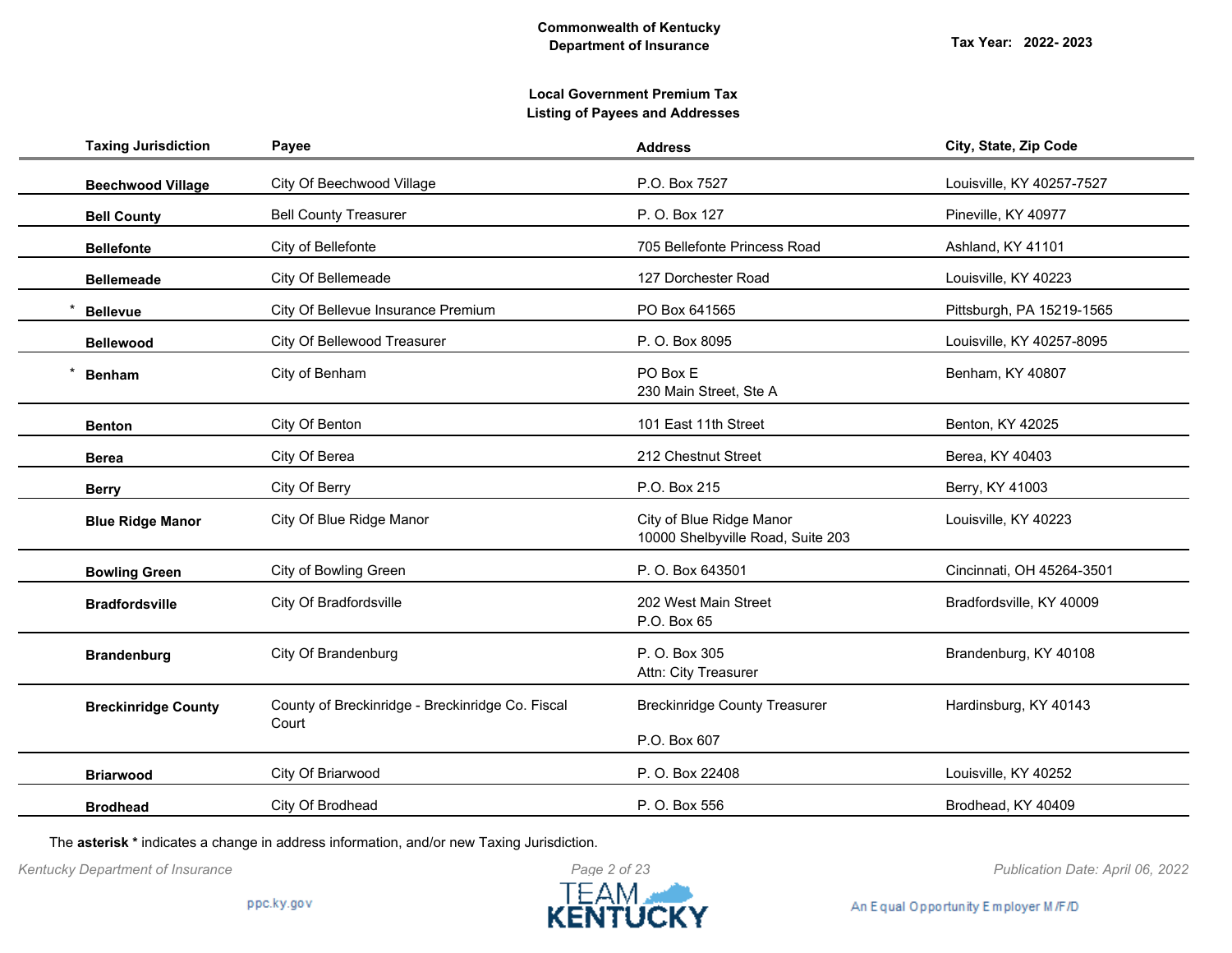**Commonwealth of Kentucky**
**Department of Insurance**

**Tax Year: 2022- 2023**

**Local Government Premium Tax**
**Listing of Payees and Addresses**

| Taxing Jurisdiction | Payee | Address | City, State, Zip Code |
|---|---|---|---|
| **Beechwood Village** | City Of Beechwood Village | P.O. Box 7527 | Louisville, KY 40257-7527 |
| **Bell County** | Bell County Treasurer | P. O. Box 127 | Pineville, KY 40977 |
| **Bellefonte** | City of Bellefonte | 705 Bellefonte Princess Road | Ashland, KY 41101 |
| **Bellemeade** | City Of Bellemeade | 127 Dorchester Road | Louisville, KY 40223 |
| * **Bellevue** | City Of Bellevue Insurance Premium | PO Box 641565 | Pittsburgh, PA 15219-1565 |
| **Bellewood** | City Of Bellewood Treasurer | P. O. Box 8095 | Louisville, KY 40257-8095 |
| * **Benham** | City of Benham | PO Box E<br>230 Main Street, Ste A | Benham, KY 40807 |
| **Benton** | City Of Benton | 101 East 11th Street | Benton, KY 42025 |
| **Berea** | City Of Berea | 212 Chestnut Street | Berea, KY 40403 |
| **Berry** | City Of Berry | P.O. Box 215 | Berry, KY 41003 |
| **Blue Ridge Manor** | City Of Blue Ridge Manor | City of Blue Ridge Manor<br>10000 Shelbyville Road, Suite 203 | Louisville, KY 40223 |
| **Bowling Green** | City of Bowling Green | P. O. Box 643501 | Cincinnati, OH 45264-3501 |
| **Bradfordsville** | City Of Bradfordsville | 202 West Main Street<br>P.O. Box 65 | Bradfordsville, KY 40009 |
| **Brandenburg** | City Of Brandenburg | P. O. Box 305<br>Attn: City Treasurer | Brandenburg, KY 40108 |
| **Breckinridge County** | County of Breckinridge - Breckinridge Co. Fiscal Court | Breckinridge County Treasurer<br>P.O. Box 607 | Hardinsburg, KY 40143 |
| **Briarwood** | City Of Briarwood | P. O. Box 22408 | Louisville, KY 40252 |
| **Brodhead** | City Of Brodhead | P. O. Box 556 | Brodhead, KY 40409 |

The **asterisk *** indicates a change in address information, and/or new Taxing Jurisdiction.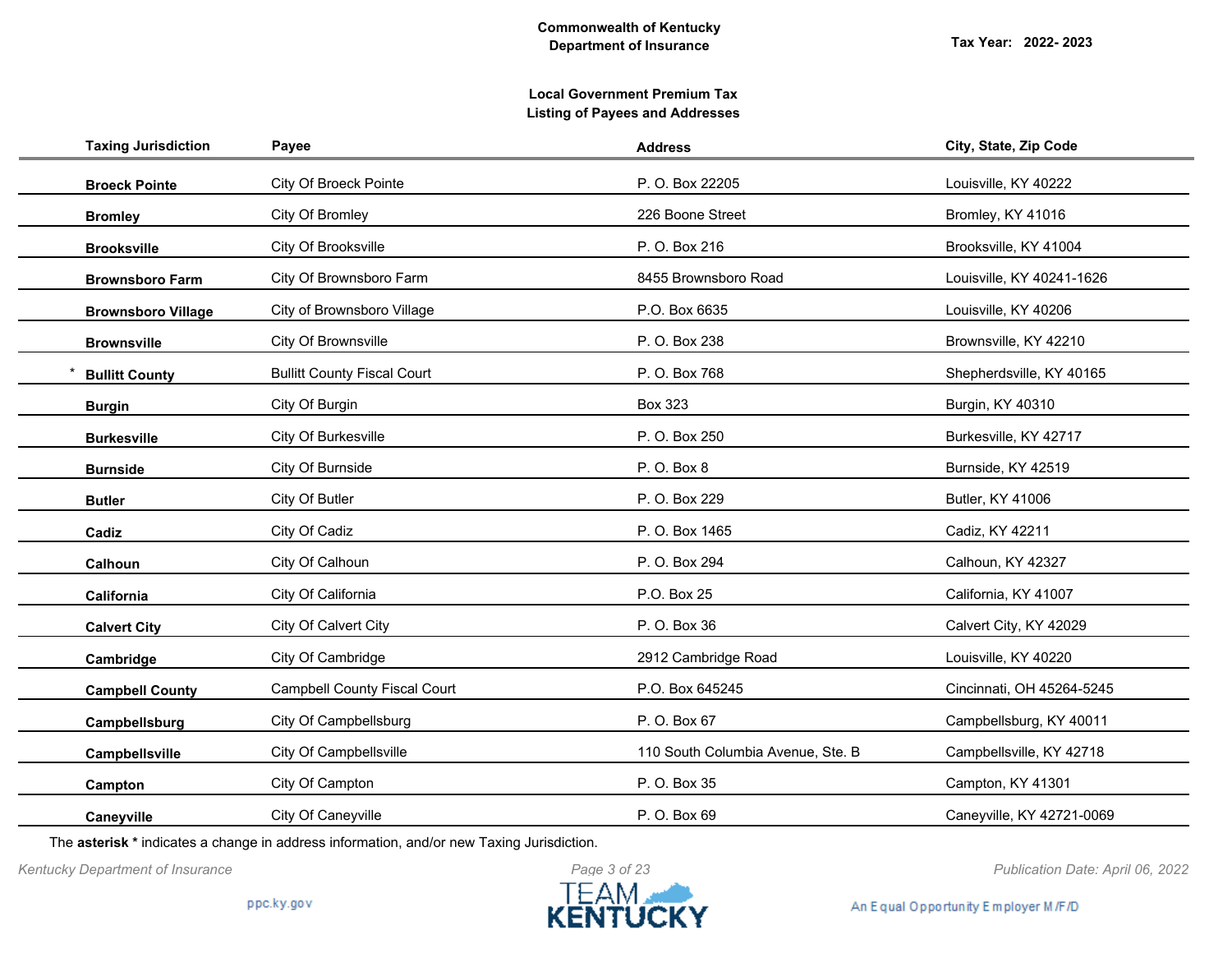Commonwealth of Kentucky
Department of Insurance

Tax Year: 2022- 2023

**Local Government Premium Tax**
**Listing of Payees and Addresses**

| Taxing Jurisdiction | Payee | Address | City, State, Zip Code |
|---|---|---|---|
| **Broeck Pointe** | City Of Broeck Pointe | P. O. Box 22205 | Louisville, KY 40222 |
| **Bromley** | City Of Bromley | 226 Boone Street | Bromley, KY 41016 |
| **Brooksville** | City Of Brooksville | P. O. Box 216 | Brooksville, KY 41004 |
| **Brownsboro Farm** | City Of Brownsboro Farm | 8455 Brownsboro Road | Louisville, KY 40241-1626 |
| **Brownsboro Village** | City of Brownsboro Village | P.O. Box 6635 | Louisville, KY 40206 |
| **Brownsville** | City Of Brownsville | P. O. Box 238 | Brownsville, KY 42210 |
| * **Bullitt County** | Bullitt County Fiscal Court | P. O. Box 768 | Shepherdsville, KY 40165 |
| **Burgin** | City Of Burgin | Box 323 | Burgin, KY 40310 |
| **Burkesville** | City Of Burkesville | P. O. Box 250 | Burkesville, KY 42717 |
| **Burnside** | City Of Burnside | P. O. Box 8 | Burnside, KY 42519 |
| **Butler** | City Of Butler | P. O. Box 229 | Butler, KY 41006 |
| **Cadiz** | City Of Cadiz | P. O. Box 1465 | Cadiz, KY 42211 |
| **Calhoun** | City Of Calhoun | P. O. Box 294 | Calhoun, KY 42327 |
| **California** | City Of California | P.O. Box 25 | California, KY 41007 |
| **Calvert City** | City Of Calvert City | P. O. Box 36 | Calvert City, KY 42029 |
| **Cambridge** | City Of Cambridge | 2912 Cambridge Road | Louisville, KY 40220 |
| **Campbell County** | Campbell County Fiscal Court | P.O. Box 645245 | Cincinnati, OH 45264-5245 |
| **Campbellsburg** | City Of Campbellsburg | P. O. Box 67 | Campbellsburg, KY 40011 |
| **Campbellsville** | City Of Campbellsville | 110 South Columbia Avenue, Ste. B | Campbellsville, KY 42718 |
| **Campton** | City Of Campton | P. O. Box 35 | Campton, KY 41301 |
| **Caneyville** | City Of Caneyville | P. O. Box 69 | Caneyville, KY 42721-0069 |

The **asterisk *** indicates a change in address information, and/or new Taxing Jurisdiction.

*Publication Date: April 06, 2022*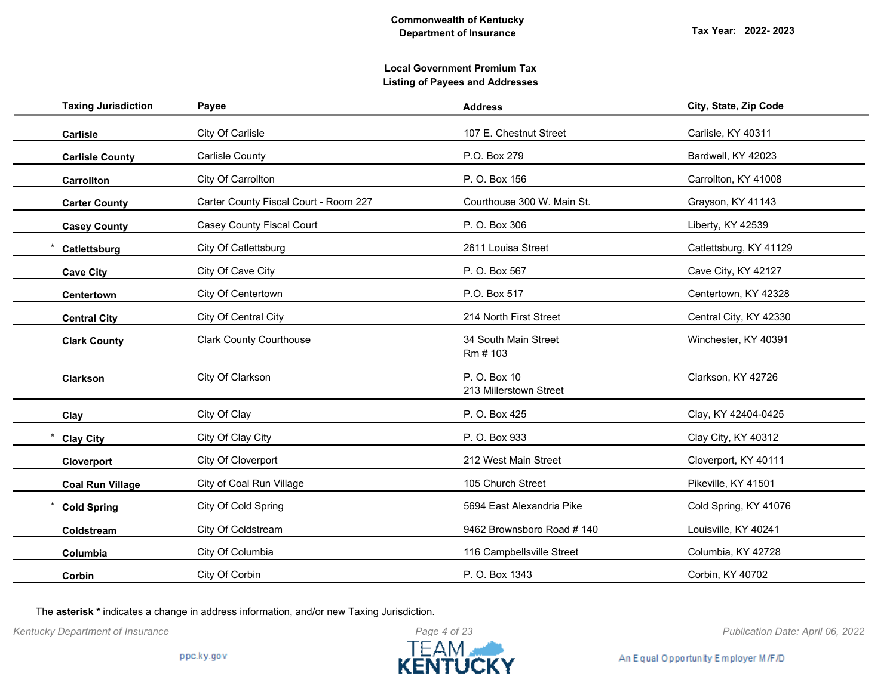**Commonwealth of Kentucky**
**Department of Insurance**

**Tax Year: 2022- 2023**

**Local Government Premium Tax**
**Listing of Payees and Addresses**

| Taxing Jurisdiction | Payee | Address | City, State, Zip Code |
|---|---|---|---|
| **Carlisle** | City Of Carlisle | 107 E. Chestnut Street | Carlisle, KY 40311 |
| **Carlisle County** | Carlisle County | P.O. Box 279 | Bardwell, KY 42023 |
| **Carrollton** | City Of Carrollton | P. O. Box 156 | Carrollton, KY 41008 |
| **Carter County** | Carter County Fiscal Court - Room 227 | Courthouse 300 W. Main St. | Grayson, KY 41143 |
| **Casey County** | Casey County Fiscal Court | P. O. Box 306 | Liberty, KY 42539 |
| * **Catlettsburg** | City Of Catlettsburg | 2611 Louisa Street | Catlettsburg, KY 41129 |
| **Cave City** | City Of Cave City | P. O. Box 567 | Cave City, KY 42127 |
| **Centertown** | City Of Centertown | P.O. Box 517 | Centertown, KY 42328 |
| **Central City** | City Of Central City | 214 North First Street | Central City, KY 42330 |
| **Clark County** | Clark County Courthouse | 34 South Main Street Rm # 103 | Winchester, KY 40391 |
| **Clarkson** | City Of Clarkson | P. O. Box 10 213 Millerstown Street | Clarkson, KY 42726 |
| **Clay** | City Of Clay | P. O. Box 425 | Clay, KY 42404-0425 |
| * **Clay City** | City Of Clay City | P. O. Box 933 | Clay City, KY 40312 |
| **Cloverport** | City Of Cloverport | 212 West Main Street | Cloverport, KY 40111 |
| **Coal Run Village** | City of Coal Run Village | 105 Church Street | Pikeville, KY 41501 |
| * **Cold Spring** | City Of Cold Spring | 5694 East Alexandria Pike | Cold Spring, KY 41076 |
| **Coldstream** | City Of Coldstream | 9462 Brownsboro Road # 140 | Louisville, KY 40241 |
| **Columbia** | City Of Columbia | 116 Campbellsville Street | Columbia, KY 42728 |
| **Corbin** | City Of Corbin | P. O. Box 1343 | Corbin, KY 40702 |

The **asterisk *** indicates a change in address information, and/or new Taxing Jurisdiction.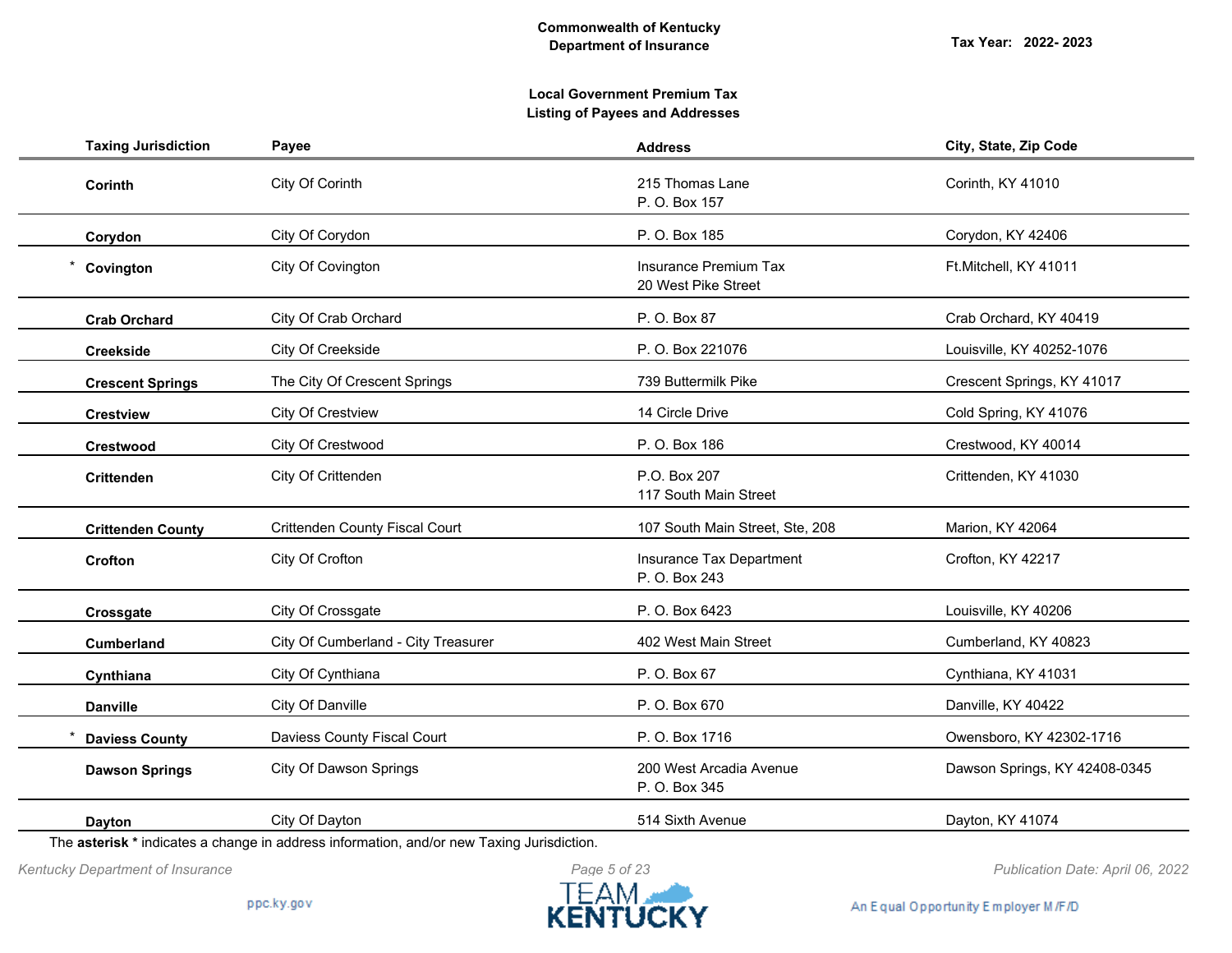**Commonwealth of Kentucky**
**Department of Insurance**

**Tax Year: 2022- 2023**

**Local Government Premium Tax**
**Listing of Payees and Addresses**

| Taxing Jurisdiction | Payee | Address | City, State, Zip Code |
|---|---|---|---|
| **Corinth** | City Of Corinth | 215 Thomas Lane<br>P. O. Box 157 | Corinth, KY 41010 |
| **Corydon** | City Of Corydon | P. O. Box 185 | Corydon, KY 42406 |
| * **Covington** | City Of Covington | Insurance Premium Tax<br>20 West Pike Street | Ft.Mitchell, KY 41011 |
| **Crab Orchard** | City Of Crab Orchard | P. O. Box 87 | Crab Orchard, KY 40419 |
| **Creekside** | City Of Creekside | P. O. Box 221076 | Louisville, KY 40252-1076 |
| **Crescent Springs** | The City Of Crescent Springs | 739 Buttermilk Pike | Crescent Springs, KY 41017 |
| **Crestview** | City Of Crestview | 14 Circle Drive | Cold Spring, KY 41076 |
| **Crestwood** | City Of Crestwood | P. O. Box 186 | Crestwood, KY 40014 |
| **Crittenden** | City Of Crittenden | P.O. Box 207<br>117 South Main Street | Crittenden, KY 41030 |
| **Crittenden County** | Crittenden County Fiscal Court | 107 South Main Street, Ste, 208 | Marion, KY 42064 |
| **Crofton** | City Of Crofton | Insurance Tax Department<br>P. O. Box 243 | Crofton, KY 42217 |
| **Crossgate** | City Of Crossgate | P. O. Box 6423 | Louisville, KY 40206 |
| **Cumberland** | City Of Cumberland - City Treasurer | 402 West Main Street | Cumberland, KY 40823 |
| **Cynthiana** | City Of Cynthiana | P. O. Box 67 | Cynthiana, KY 41031 |
| **Danville** | City Of Danville | P. O. Box 670 | Danville, KY 40422 |
| * **Daviess County** | Daviess County Fiscal Court | P. O. Box 1716 | Owensboro, KY 42302-1716 |
| **Dawson Springs** | City Of Dawson Springs | 200 West Arcadia Avenue<br>P. O. Box 345 | Dawson Springs, KY 42408-0345 |
| **Dayton** | City Of Dayton | 514 Sixth Avenue | Dayton, KY 41074 |

The **asterisk *** indicates a change in address information, and/or new Taxing Jurisdiction.

*Kentucky Department of Insurance* | *Publication Date: April 06, 2022*

ppc.ky.gov | An Equal Opportunity Employer M/F/D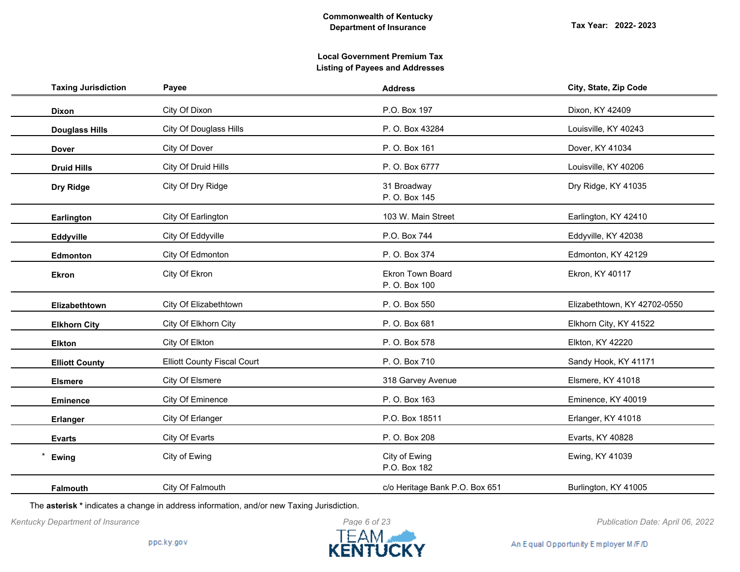**Commonwealth of Kentucky**
**Department of Insurance**

**Tax Year: 2022- 2023**

**Local Government Premium Tax**
**Listing of Payees and Addresses**

| Taxing Jurisdiction | Payee | Address | City, State, Zip Code |
|---|---|---|---|
| **Dixon** | City Of Dixon | P.O. Box 197 | Dixon, KY 42409 |
| **Douglass Hills** | City Of Douglass Hills | P. O. Box 43284 | Louisville, KY 40243 |
| **Dover** | City Of Dover | P. O. Box 161 | Dover, KY 41034 |
| **Druid Hills** | City Of Druid Hills | P. O. Box 6777 | Louisville, KY 40206 |
| **Dry Ridge** | City Of Dry Ridge | 31 Broadway<br>P. O. Box 145 | Dry Ridge, KY 41035 |
| **Earlington** | City Of Earlington | 103 W. Main Street | Earlington, KY 42410 |
| **Eddyville** | City Of Eddyville | P.O. Box 744 | Eddyville, KY 42038 |
| **Edmonton** | City Of Edmonton | P. O. Box 374 | Edmonton, KY 42129 |
| **Ekron** | City Of Ekron | Ekron Town Board<br>P. O. Box 100 | Ekron, KY 40117 |
| **Elizabethtown** | City Of Elizabethtown | P. O. Box 550 | Elizabethtown, KY 42702-0550 |
| **Elkhorn City** | City Of Elkhorn City | P. O. Box 681 | Elkhorn City, KY 41522 |
| **Elkton** | City Of Elkton | P. O. Box 578 | Elkton, KY 42220 |
| **Elliott County** | Elliott County Fiscal Court | P. O. Box 710 | Sandy Hook, KY 41171 |
| **Elsmere** | City Of Elsmere | 318 Garvey Avenue | Elsmere, KY 41018 |
| **Eminence** | City Of Eminence | P. O. Box 163 | Eminence, KY 40019 |
| **Erlanger** | City Of Erlanger | P.O. Box 18511 | Erlanger, KY 41018 |
| **Evarts** | City Of Evarts | P. O. Box 208 | Evarts, KY 40828 |
| * **Ewing** | City of Ewing | City of Ewing<br>P.O. Box 182 | Ewing, KY 41039 |
| **Falmouth** | City Of Falmouth | c/o Heritage Bank P.O. Box 651 | Burlington, KY 41005 |

The **asterisk *** indicates a change in address information, and/or new Taxing Jurisdiction.

*Kentucky Department of Insurance*

*Publication Date: April 06, 2022*

ppc.ky.gov

TEAM KENTUCKY

An Equal Opportunity Employer M/F/D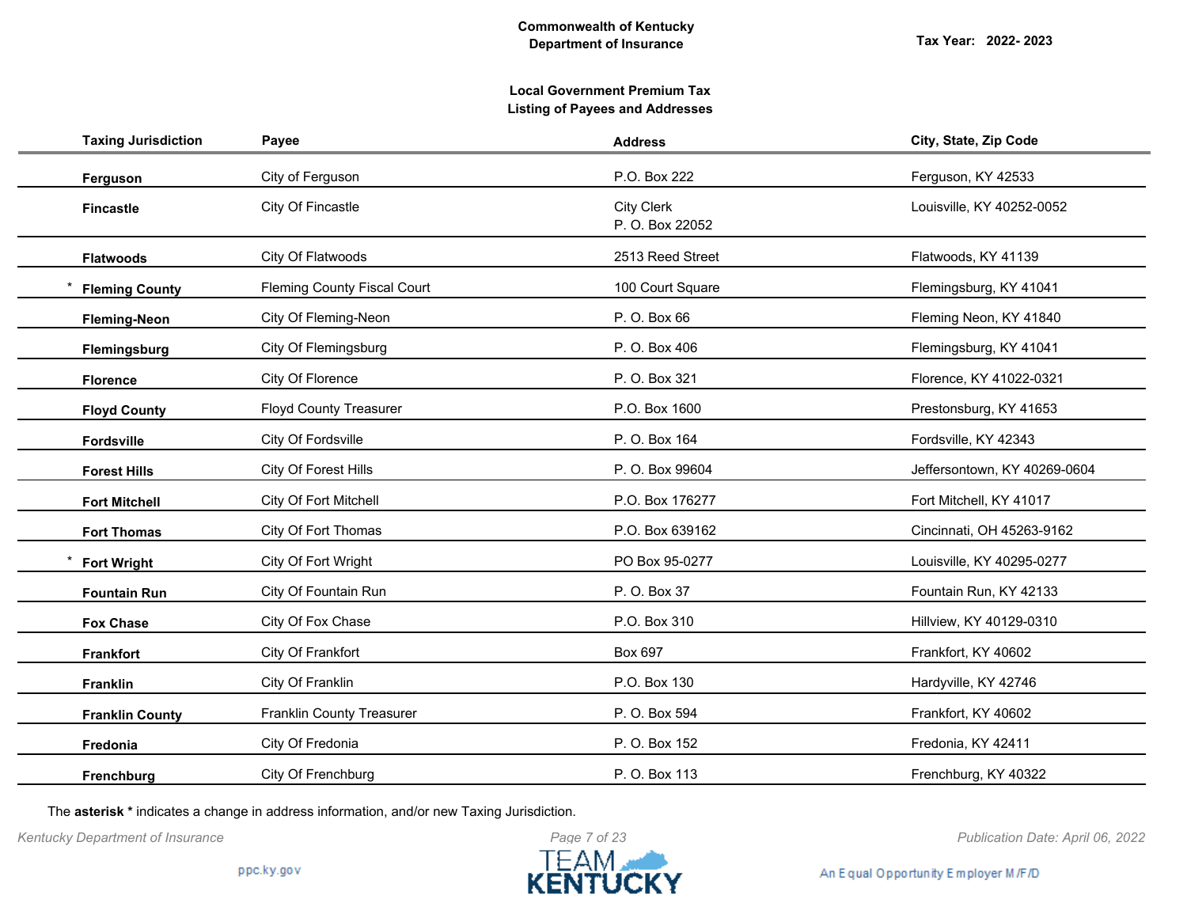**Commonwealth of Kentucky**
**Department of Insurance**

**Tax Year: 2022- 2023**

**Local Government Premium Tax**
**Listing of Payees and Addresses**

| Taxing Jurisdiction | Payee | Address | City, State, Zip Code |
|---|---|---|---|
| **Ferguson** | City of Ferguson | P.O. Box 222 | Ferguson, KY 42533 |
| **Fincastle** | City Of Fincastle | City Clerk<br>P. O. Box 22052 | Louisville, KY 40252-0052 |
| **Flatwoods** | City Of Flatwoods | 2513 Reed Street | Flatwoods, KY 41139 |
| * **Fleming County** | Fleming County Fiscal Court | 100 Court Square | Flemingsburg, KY 41041 |
| **Fleming-Neon** | City Of Fleming-Neon | P. O. Box 66 | Fleming Neon, KY 41840 |
| **Flemingsburg** | City Of Flemingsburg | P. O. Box 406 | Flemingsburg, KY 41041 |
| **Florence** | City Of Florence | P. O. Box 321 | Florence, KY 41022-0321 |
| **Floyd County** | Floyd County Treasurer | P.O. Box 1600 | Prestonsburg, KY 41653 |
| **Fordsville** | City Of Fordsville | P. O. Box 164 | Fordsville, KY 42343 |
| **Forest Hills** | City Of Forest Hills | P. O. Box 99604 | Jeffersontown, KY 40269-0604 |
| **Fort Mitchell** | City Of Fort Mitchell | P.O. Box 176277 | Fort Mitchell, KY 41017 |
| **Fort Thomas** | City Of Fort Thomas | P.O. Box 639162 | Cincinnati, OH 45263-9162 |
| * **Fort Wright** | City Of Fort Wright | PO Box 95-0277 | Louisville, KY 40295-0277 |
| **Fountain Run** | City Of Fountain Run | P. O. Box 37 | Fountain Run, KY 42133 |
| **Fox Chase** | City Of Fox Chase | P.O. Box 310 | Hillview, KY 40129-0310 |
| **Frankfort** | City Of Frankfort | Box 697 | Frankfort, KY 40602 |
| **Franklin** | City Of Franklin | P.O. Box 130 | Hardyville, KY 42746 |
| **Franklin County** | Franklin County Treasurer | P. O. Box 594 | Frankfort, KY 40602 |
| **Fredonia** | City Of Fredonia | P. O. Box 152 | Fredonia, KY 42411 |
| **Frenchburg** | City Of Frenchburg | P. O. Box 113 | Frenchburg, KY 40322 |

The **asterisk *** indicates a change in address information, and/or new Taxing Jurisdiction.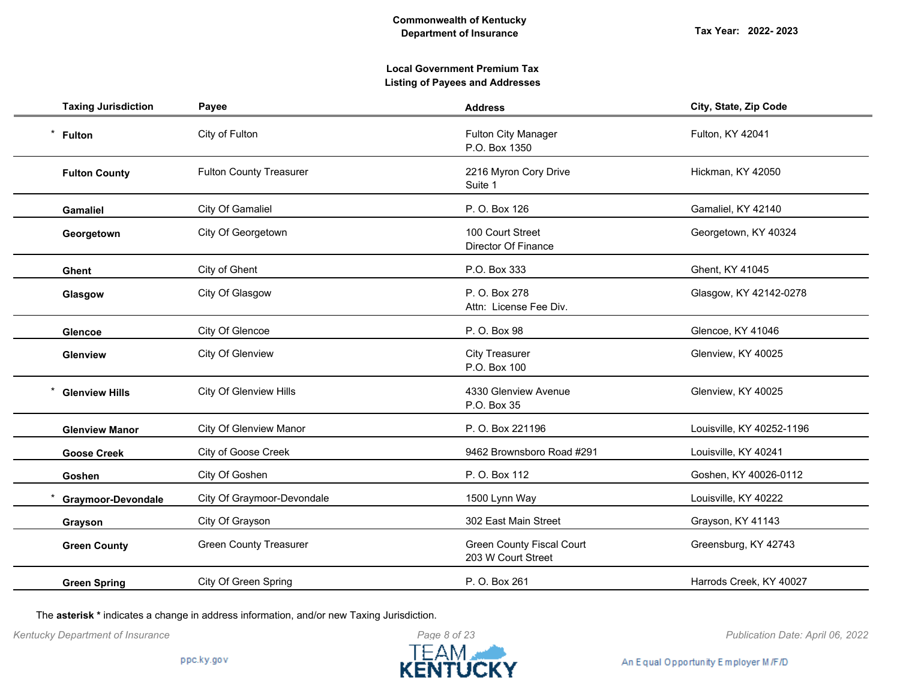**Commonwealth of Kentucky**
**Department of Insurance**

**Tax Year: 2022- 2023**

**Local Government Premium Tax**
**Listing of Payees and Addresses**

| Taxing Jurisdiction | Payee | Address | City, State, Zip Code |
|---|---|---|---|
| * **Fulton** | City of Fulton | Fulton City Manager<br>P.O. Box 1350 | Fulton, KY 42041 |
| **Fulton County** | Fulton County Treasurer | 2216 Myron Cory Drive<br>Suite 1 | Hickman, KY 42050 |
| **Gamaliel** | City Of Gamaliel | P. O. Box 126 | Gamaliel, KY 42140 |
| **Georgetown** | City Of Georgetown | 100 Court Street<br>Director Of Finance | Georgetown, KY 40324 |
| **Ghent** | City of Ghent | P.O. Box 333 | Ghent, KY 41045 |
| **Glasgow** | City Of Glasgow | P. O. Box 278<br>Attn: License Fee Div. | Glasgow, KY 42142-0278 |
| **Glencoe** | City Of Glencoe | P. O. Box 98 | Glencoe, KY 41046 |
| **Glenview** | City Of Glenview | City Treasurer<br>P.O. Box 100 | Glenview, KY 40025 |
| * **Glenview Hills** | City Of Glenview Hills | 4330 Glenview Avenue<br>P.O. Box 35 | Glenview, KY 40025 |
| **Glenview Manor** | City Of Glenview Manor | P. O. Box 221196 | Louisville, KY 40252-1196 |
| **Goose Creek** | City of Goose Creek | 9462 Brownsboro Road #291 | Louisville, KY 40241 |
| **Goshen** | City Of Goshen | P. O. Box 112 | Goshen, KY 40026-0112 |
| * **Graymoor-Devondale** | City Of Graymoor-Devondale | 1500 Lynn Way | Louisville, KY 40222 |
| **Grayson** | City Of Grayson | 302 East Main Street | Grayson, KY 41143 |
| **Green County** | Green County Treasurer | Green County Fiscal Court<br>203 W Court Street | Greensburg, KY 42743 |
| **Green Spring** | City Of Green Spring | P. O. Box 261 | Harrods Creek, KY 40027 |

The **asterisk *** indicates a change in address information, and/or new Taxing Jurisdiction.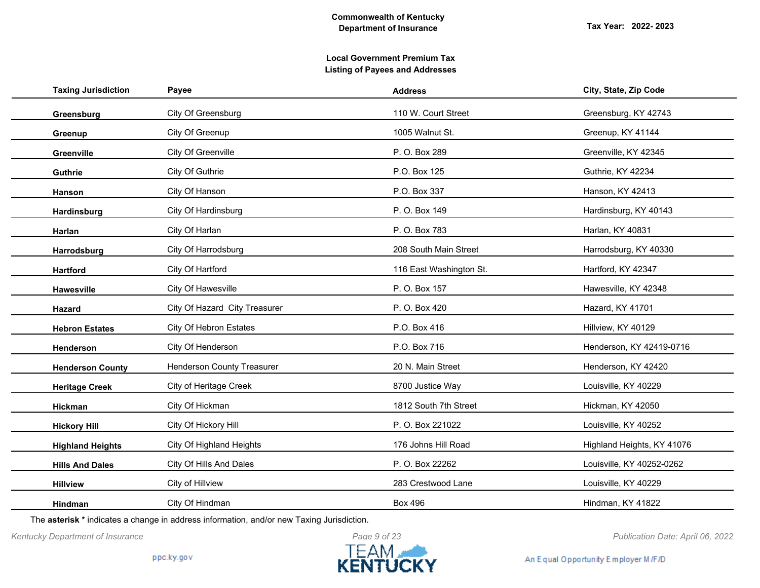Commonwealth of Kentucky
Department of Insurance

Tax Year: 2022- 2023

## Local Government Premium Tax
## Listing of Payees and Addresses

| Taxing Jurisdiction | Payee | Address | City, State, Zip Code |
|---|---|---|---|
| **Greensburg** | City Of Greensburg | 110 W. Court Street | Greensburg, KY 42743 |
| **Greenup** | City Of Greenup | 1005 Walnut St. | Greenup, KY 41144 |
| **Greenville** | City Of Greenville | P. O. Box 289 | Greenville, KY 42345 |
| **Guthrie** | City Of Guthrie | P.O. Box 125 | Guthrie, KY 42234 |
| **Hanson** | City Of Hanson | P.O. Box 337 | Hanson, KY 42413 |
| **Hardinsburg** | City Of Hardinsburg | P. O. Box 149 | Hardinsburg, KY 40143 |
| **Harlan** | City Of Harlan | P. O. Box 783 | Harlan, KY 40831 |
| **Harrodsburg** | City Of Harrodsburg | 208 South Main Street | Harrodsburg, KY 40330 |
| **Hartford** | City Of Hartford | 116 East Washington St. | Hartford, KY 42347 |
| **Hawesville** | City Of Hawesville | P. O. Box 157 | Hawesville, KY 42348 |
| **Hazard** | City Of Hazard City Treasurer | P. O. Box 420 | Hazard, KY 41701 |
| **Hebron Estates** | City Of Hebron Estates | P.O. Box 416 | Hillview, KY 40129 |
| **Henderson** | City Of Henderson | P.O. Box 716 | Henderson, KY 42419-0716 |
| **Henderson County** | Henderson County Treasurer | 20 N. Main Street | Henderson, KY 42420 |
| **Heritage Creek** | City of Heritage Creek | 8700 Justice Way | Louisville, KY 40229 |
| **Hickman** | City Of Hickman | 1812 South 7th Street | Hickman, KY 42050 |
| **Hickory Hill** | City Of Hickory Hill | P. O. Box 221022 | Louisville, KY 40252 |
| **Highland Heights** | City Of Highland Heights | 176 Johns Hill Road | Highland Heights, KY 41076 |
| **Hills And Dales** | City Of Hills And Dales | P. O. Box 22262 | Louisville, KY 40252-0262 |
| **Hillview** | City of Hillview | 283 Crestwood Lane | Louisville, KY 40229 |
| **Hindman** | City Of Hindman | Box 496 | Hindman, KY 41822 |

The **asterisk *** indicates a change in address information, and/or new Taxing Jurisdiction.

*Kentucky Department of Insurance*

*Publication Date: April 06, 2022*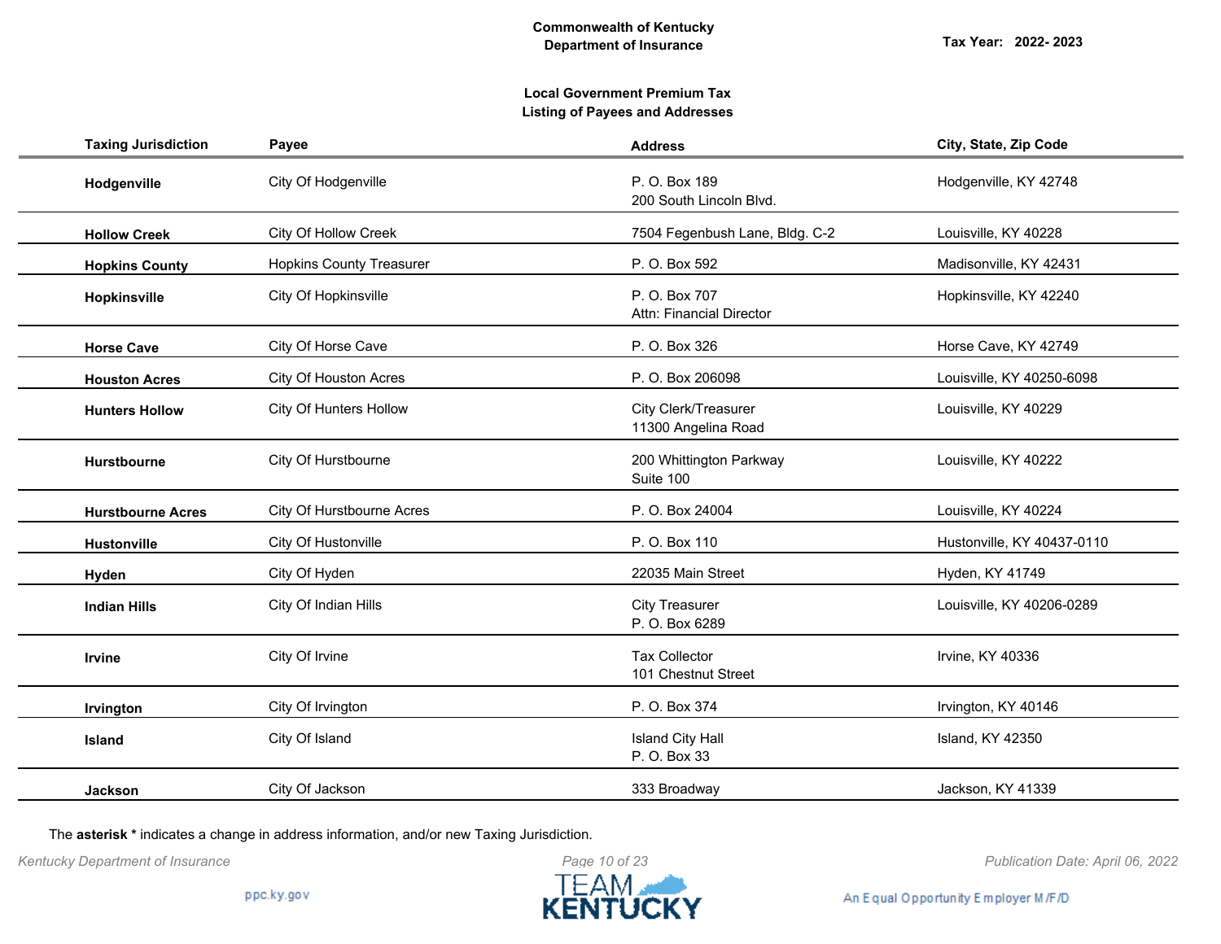**Commonwealth of Kentucky**
**Department of Insurance**

**Tax Year: 2022- 2023**

**Local Government Premium Tax**
**Listing of Payees and Addresses**

| Taxing Jurisdiction | Payee | Address | City, State, Zip Code |
|---|---|---|---|
| **Hodgenville** | City Of Hodgenville | P. O. Box 189<br>200 South Lincoln Blvd. | Hodgenville, KY 42748 |
| **Hollow Creek** | City Of Hollow Creek | 7504 Fegenbush Lane, Bldg. C-2 | Louisville, KY 40228 |
| **Hopkins County** | Hopkins County Treasurer | P. O. Box 592 | Madisonville, KY 42431 |
| **Hopkinsville** | City Of Hopkinsville | P. O. Box 707<br>Attn: Financial Director | Hopkinsville, KY 42240 |
| **Horse Cave** | City Of Horse Cave | P. O. Box 326 | Horse Cave, KY 42749 |
| **Houston Acres** | City Of Houston Acres | P. O. Box 206098 | Louisville, KY 40250-6098 |
| **Hunters Hollow** | City Of Hunters Hollow | City Clerk/Treasurer<br>11300 Angelina Road | Louisville, KY 40229 |
| **Hurstbourne** | City Of Hurstbourne | 200 Whittington Parkway<br>Suite 100 | Louisville, KY 40222 |
| **Hurstbourne Acres** | City Of Hurstbourne Acres | P. O. Box 24004 | Louisville, KY 40224 |
| **Hustonville** | City Of Hustonville | P. O. Box 110 | Hustonville, KY 40437-0110 |
| **Hyden** | City Of Hyden | 22035 Main Street | Hyden, KY 41749 |
| **Indian Hills** | City Of Indian Hills | City Treasurer<br>P. O. Box 6289 | Louisville, KY 40206-0289 |
| **Irvine** | City Of Irvine | Tax Collector<br>101 Chestnut Street | Irvine, KY 40336 |
| **Irvington** | City Of Irvington | P. O. Box 374 | Irvington, KY 40146 |
| **Island** | City Of Island | Island City Hall<br>P. O. Box 33 | Island, KY 42350 |
| **Jackson** | City Of Jackson | 333 Broadway | Jackson, KY 41339 |

The **asterisk *** indicates a change in address information, and/or new Taxing Jurisdiction.

*Kentucky Department of Insurance* — *Publication Date: April 06, 2022*

ppc.ky.gov — TEAM KENTUCKY — An Equal Opportunity Employer M/F/D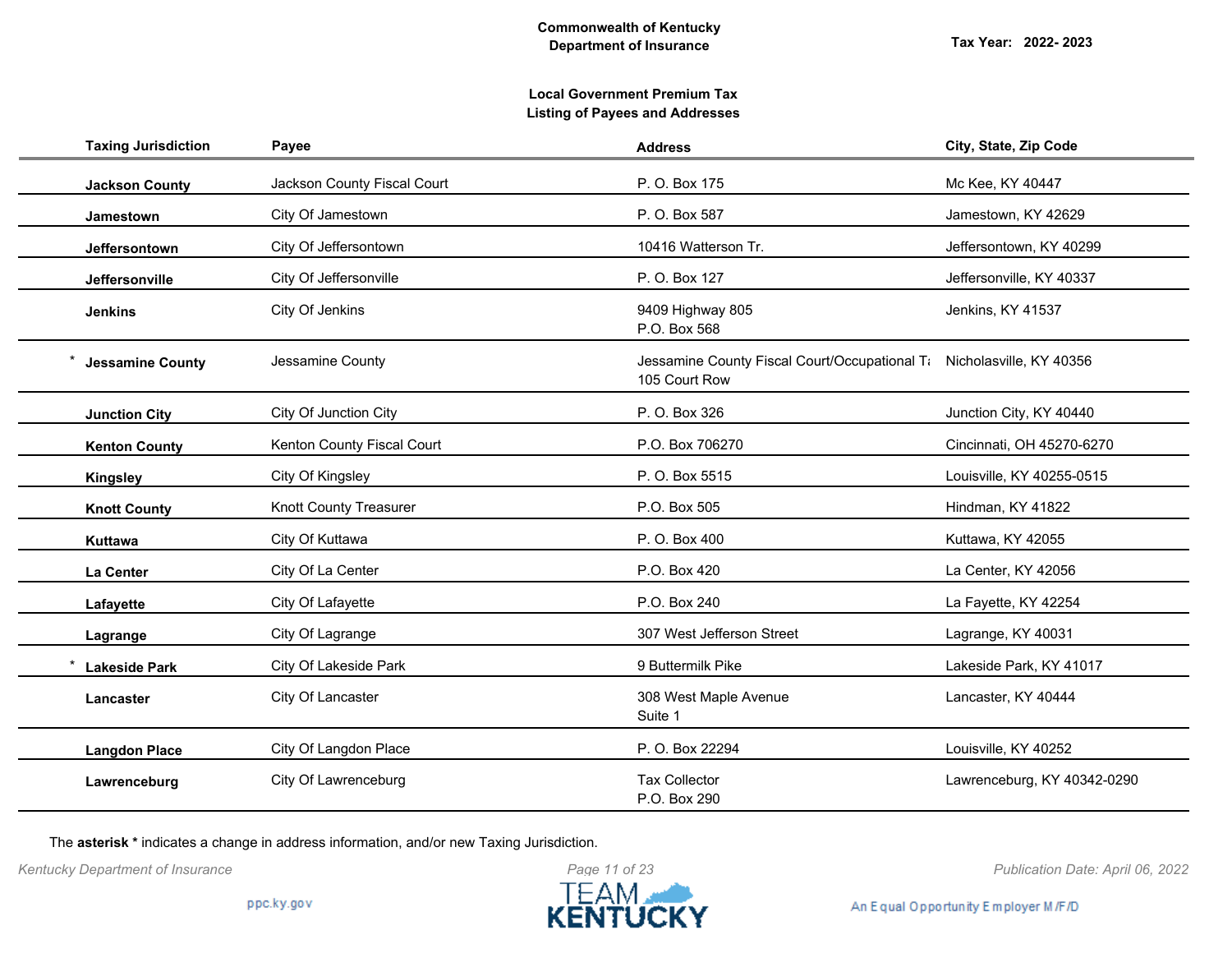**Commonwealth of Kentucky**
**Department of Insurance**

**Tax Year: 2022- 2023**

**Local Government Premium Tax**
**Listing of Payees and Addresses**

| Taxing Jurisdiction | Payee | Address | City, State, Zip Code |
|---|---|---|---|
| **Jackson County** | Jackson County Fiscal Court | P. O. Box 175 | Mc Kee, KY 40447 |
| **Jamestown** | City Of Jamestown | P. O. Box 587 | Jamestown, KY 42629 |
| **Jeffersontown** | City Of Jeffersontown | 10416 Watterson Tr. | Jeffersontown, KY 40299 |
| **Jeffersonville** | City Of Jeffersonville | P. O. Box 127 | Jeffersonville, KY 40337 |
| **Jenkins** | City Of Jenkins | 9409 Highway 805<br>P.O. Box 568 | Jenkins, KY 41537 |
| * **Jessamine County** | Jessamine County | Jessamine County Fiscal Court/Occupational Ta<br>105 Court Row | Nicholasville, KY 40356 |
| **Junction City** | City Of Junction City | P. O. Box 326 | Junction City, KY 40440 |
| **Kenton County** | Kenton County Fiscal Court | P.O. Box 706270 | Cincinnati, OH 45270-6270 |
| **Kingsley** | City Of Kingsley | P. O. Box 5515 | Louisville, KY 40255-0515 |
| **Knott County** | Knott County Treasurer | P.O. Box 505 | Hindman, KY 41822 |
| **Kuttawa** | City Of Kuttawa | P. O. Box 400 | Kuttawa, KY 42055 |
| **La Center** | City Of La Center | P.O. Box 420 | La Center, KY 42056 |
| **Lafayette** | City Of Lafayette | P.O. Box 240 | La Fayette, KY 42254 |
| **Lagrange** | City Of Lagrange | 307 West Jefferson Street | Lagrange, KY 40031 |
| * **Lakeside Park** | City Of Lakeside Park | 9 Buttermilk Pike | Lakeside Park, KY 41017 |
| **Lancaster** | City Of Lancaster | 308 West Maple Avenue<br>Suite 1 | Lancaster, KY 40444 |
| **Langdon Place** | City Of Langdon Place | P. O. Box 22294 | Louisville, KY 40252 |
| **Lawrenceburg** | City Of Lawrenceburg | Tax Collector<br>P.O. Box 290 | Lawrenceburg, KY 40342-0290 |

The **asterisk *** indicates a change in address information, and/or new Taxing Jurisdiction.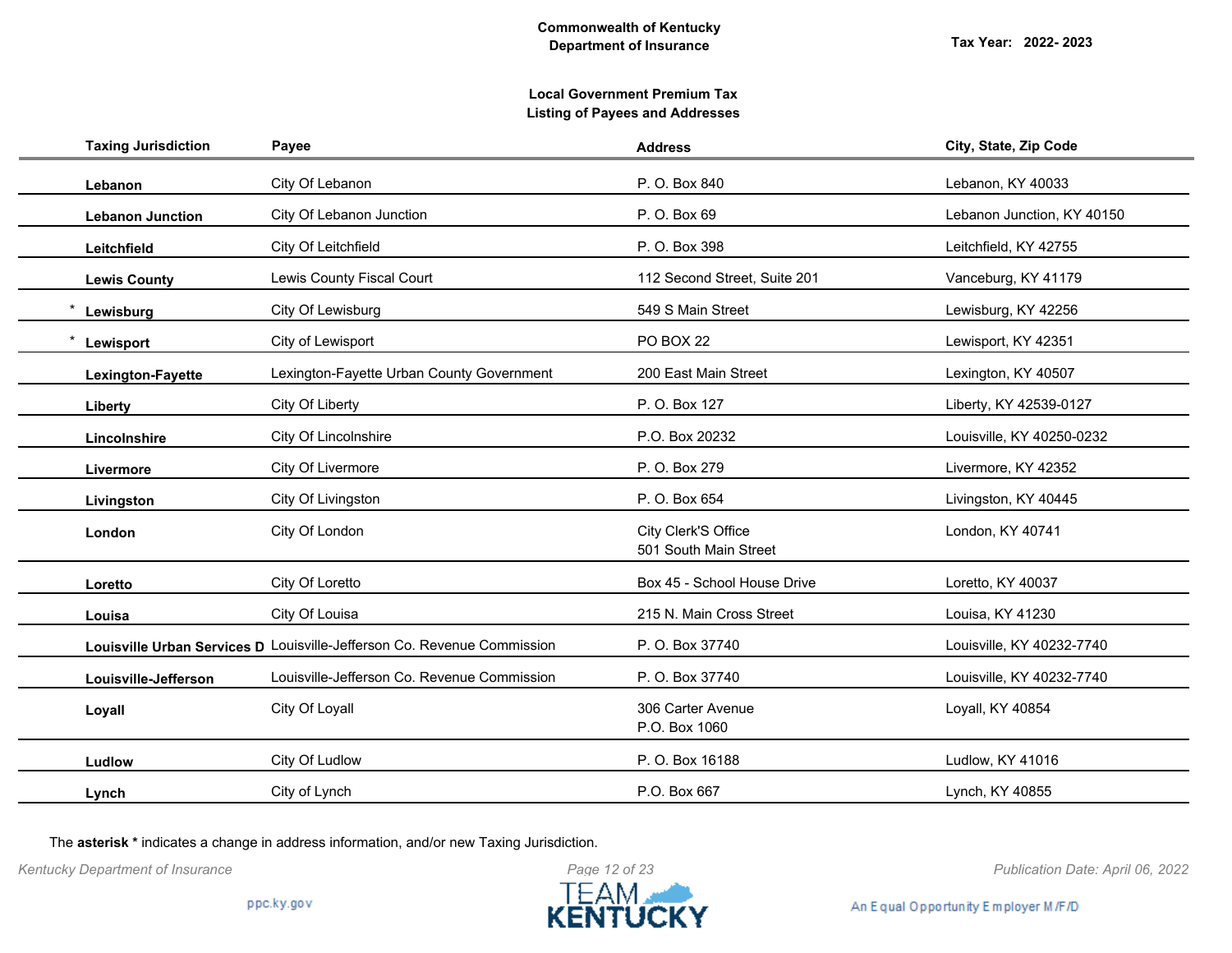**Commonwealth of Kentucky**
**Department of Insurance**

**Tax Year: 2022- 2023**

**Local Government Premium Tax**
**Listing of Payees and Addresses**

| Taxing Jurisdiction | Payee | Address | City, State, Zip Code |
|---|---|---|---|
| **Lebanon** | City Of Lebanon | P. O. Box 840 | Lebanon, KY 40033 |
| **Lebanon Junction** | City Of Lebanon Junction | P. O. Box 69 | Lebanon Junction, KY 40150 |
| **Leitchfield** | City Of Leitchfield | P. O. Box 398 | Leitchfield, KY 42755 |
| **Lewis County** | Lewis County Fiscal Court | 112 Second Street, Suite 201 | Vanceburg, KY 41179 |
| * **Lewisburg** | City Of Lewisburg | 549 S Main Street | Lewisburg, KY 42256 |
| * **Lewisport** | City of Lewisport | PO BOX 22 | Lewisport, KY 42351 |
| **Lexington-Fayette** | Lexington-Fayette Urban County Government | 200 East Main Street | Lexington, KY 40507 |
| **Liberty** | City Of Liberty | P. O. Box 127 | Liberty, KY 42539-0127 |
| **Lincolnshire** | City Of Lincolnshire | P.O. Box 20232 | Louisville, KY 40250-0232 |
| **Livermore** | City Of Livermore | P. O. Box 279 | Livermore, KY 42352 |
| **Livingston** | City Of Livingston | P. O. Box 654 | Livingston, KY 40445 |
| **London** | City Of London | City Clerk'S Office<br>501 South Main Street | London, KY 40741 |
| **Loretto** | City Of Loretto | Box 45 - School House Drive | Loretto, KY 40037 |
| **Louisa** | City Of Louisa | 215 N. Main Cross Street | Louisa, KY 41230 |
| **Louisville Urban Services D** | Louisville-Jefferson Co. Revenue Commission | P. O. Box 37740 | Louisville, KY 40232-7740 |
| **Louisville-Jefferson** | Louisville-Jefferson Co. Revenue Commission | P. O. Box 37740 | Louisville, KY 40232-7740 |
| **Loyall** | City Of Loyall | 306 Carter Avenue<br>P.O. Box 1060 | Loyall, KY 40854 |
| **Ludlow** | City Of Ludlow | P. O. Box 16188 | Ludlow, KY 41016 |
| **Lynch** | City of Lynch | P.O. Box 667 | Lynch, KY 40855 |

The **asterisk *** indicates a change in address information, and/or new Taxing Jurisdiction.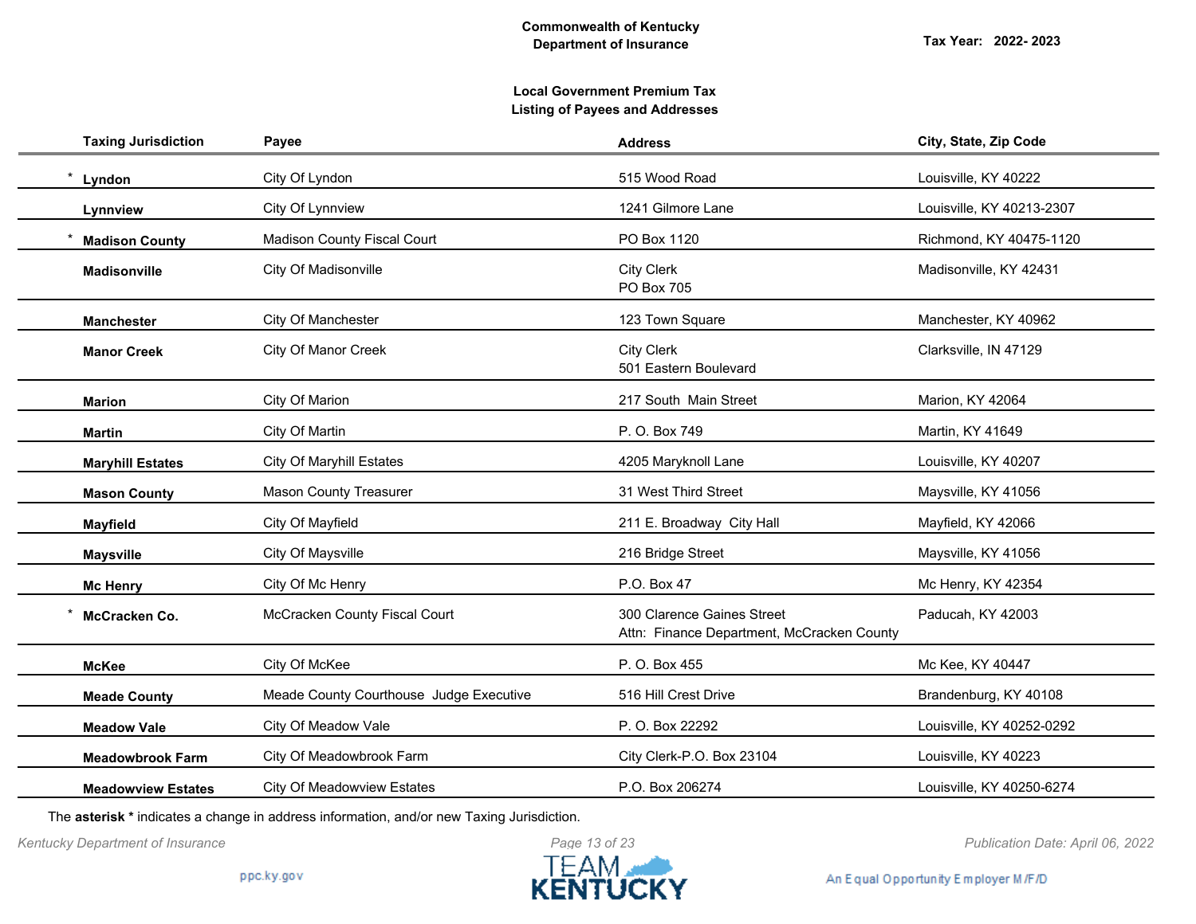**Commonwealth of Kentucky**
**Department of Insurance**

**Tax Year: 2022- 2023**

**Local Government Premium Tax**
**Listing of Payees and Addresses**

| Taxing Jurisdiction | Payee | Address | City, State, Zip Code |
|---|---|---|---|
| * **Lyndon** | City Of Lyndon | 515 Wood Road | Louisville, KY 40222 |
| **Lynnview** | City Of Lynnview | 1241 Gilmore Lane | Louisville, KY 40213-2307 |
| * **Madison County** | Madison County Fiscal Court | PO Box 1120 | Richmond, KY 40475-1120 |
| **Madisonville** | City Of Madisonville | City Clerk<br>PO Box 705 | Madisonville, KY 42431 |
| **Manchester** | City Of Manchester | 123 Town Square | Manchester, KY 40962 |
| **Manor Creek** | City Of Manor Creek | City Clerk<br>501 Eastern Boulevard | Clarksville, IN 47129 |
| **Marion** | City Of Marion | 217 South Main Street | Marion, KY 42064 |
| **Martin** | City Of Martin | P. O. Box 749 | Martin, KY 41649 |
| **Maryhill Estates** | City Of Maryhill Estates | 4205 Maryknoll Lane | Louisville, KY 40207 |
| **Mason County** | Mason County Treasurer | 31 West Third Street | Maysville, KY 41056 |
| **Mayfield** | City Of Mayfield | 211 E. Broadway City Hall | Mayfield, KY 42066 |
| **Maysville** | City Of Maysville | 216 Bridge Street | Maysville, KY 41056 |
| **Mc Henry** | City Of Mc Henry | P.O. Box 47 | Mc Henry, KY 42354 |
| * **McCracken Co.** | McCracken County Fiscal Court | 300 Clarence Gaines Street<br>Attn: Finance Department, McCracken County | Paducah, KY 42003 |
| **McKee** | City Of McKee | P. O. Box 455 | Mc Kee, KY 40447 |
| **Meade County** | Meade County Courthouse Judge Executive | 516 Hill Crest Drive | Brandenburg, KY 40108 |
| **Meadow Vale** | City Of Meadow Vale | P. O. Box 22292 | Louisville, KY 40252-0292 |
| **Meadowbrook Farm** | City Of Meadowbrook Farm | City Clerk-P.O. Box 23104 | Louisville, KY 40223 |
| **Meadowview Estates** | City Of Meadowview Estates | P.O. Box 206274 | Louisville, KY 40250-6274 |

The **asterisk *** indicates a change in address information, and/or new Taxing Jurisdiction.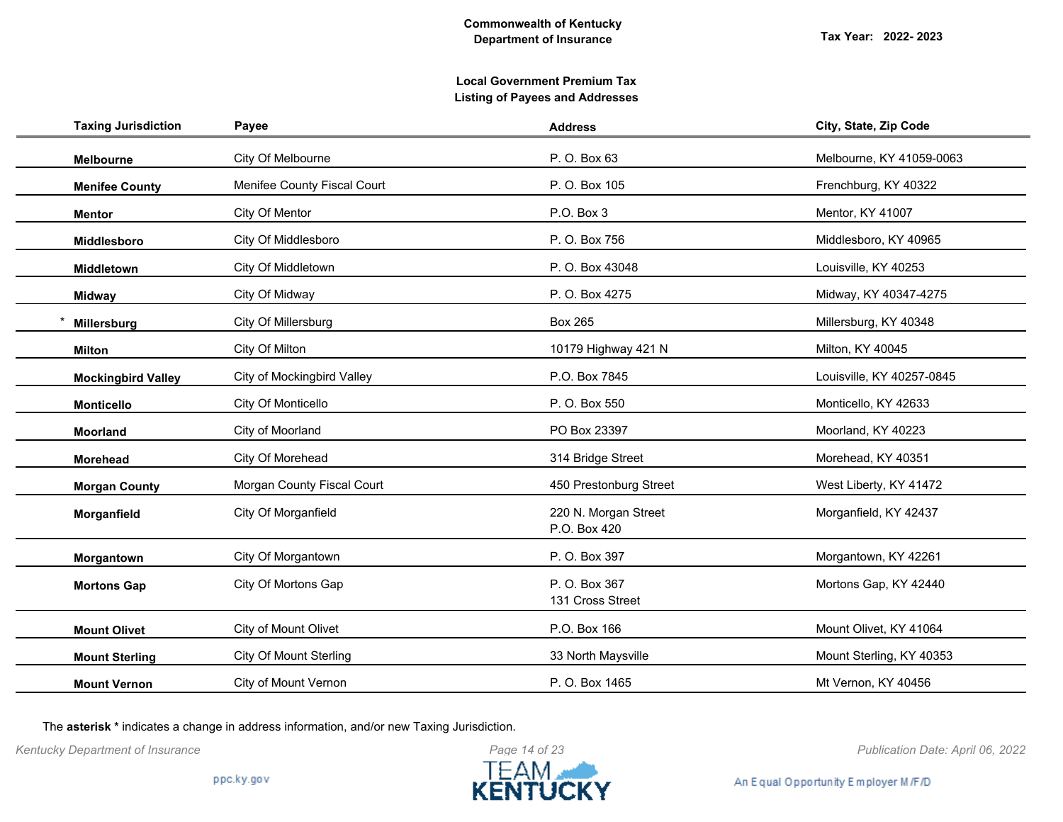**Commonwealth of Kentucky**
**Department of Insurance**

**Tax Year: 2022- 2023**

**Local Government Premium Tax**
**Listing of Payees and Addresses**

| Taxing Jurisdiction | Payee | Address | City, State, Zip Code |
|---|---|---|---|
| **Melbourne** | City Of Melbourne | P. O. Box 63 | Melbourne, KY 41059-0063 |
| **Menifee County** | Menifee County Fiscal Court | P. O. Box 105 | Frenchburg, KY 40322 |
| **Mentor** | City Of Mentor | P.O. Box 3 | Mentor, KY 41007 |
| **Middlesboro** | City Of Middlesboro | P. O. Box 756 | Middlesboro, KY 40965 |
| **Middletown** | City Of Middletown | P. O. Box 43048 | Louisville, KY 40253 |
| **Midway** | City Of Midway | P. O. Box 4275 | Midway, KY 40347-4275 |
| * **Millersburg** | City Of Millersburg | Box 265 | Millersburg, KY 40348 |
| **Milton** | City Of Milton | 10179 Highway 421 N | Milton, KY 40045 |
| **Mockingbird Valley** | City of Mockingbird Valley | P.O. Box 7845 | Louisville, KY 40257-0845 |
| **Monticello** | City Of Monticello | P. O. Box 550 | Monticello, KY 42633 |
| **Moorland** | City of Moorland | PO Box 23397 | Moorland, KY 40223 |
| **Morehead** | City Of Morehead | 314 Bridge Street | Morehead, KY 40351 |
| **Morgan County** | Morgan County Fiscal Court | 450 Prestonburg Street | West Liberty, KY 41472 |
| **Morganfield** | City Of Morganfield | 220 N. Morgan Street<br>P.O. Box 420 | Morganfield, KY 42437 |
| **Morgantown** | City Of Morgantown | P. O. Box 397 | Morgantown, KY 42261 |
| **Mortons Gap** | City Of Mortons Gap | P. O. Box 367<br>131 Cross Street | Mortons Gap, KY 42440 |
| **Mount Olivet** | City of Mount Olivet | P.O. Box 166 | Mount Olivet, KY 41064 |
| **Mount Sterling** | City Of Mount Sterling | 33 North Maysville | Mount Sterling, KY 40353 |
| **Mount Vernon** | City of Mount Vernon | P. O. Box 1465 | Mt Vernon, KY 40456 |

The **asterisk *** indicates a change in address information, and/or new Taxing Jurisdiction.

*Kentucky Department of Insurance*

*Publication Date: April 06, 2022*

ppc.ky.gov

An Equal Opportunity Employer M/F/D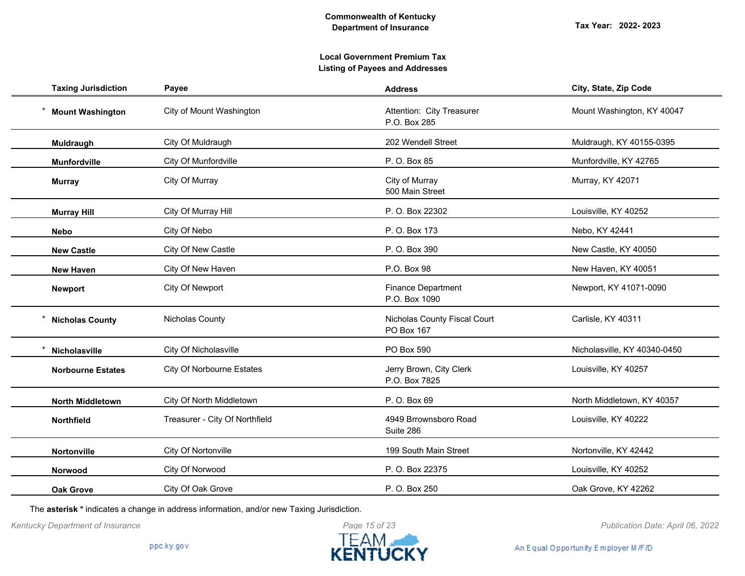Commonwealth of Kentucky
Department of Insurance

Tax Year: 2022- 2023

**Local Government Premium Tax**
**Listing of Payees and Addresses**

| Taxing Jurisdiction | Payee | Address | City, State, Zip Code |
|---|---|---|---|
| * **Mount Washington** | City of Mount Washington | Attention: City Treasurer<br>P.O. Box 285 | Mount Washington, KY 40047 |
| **Muldraugh** | City Of Muldraugh | 202 Wendell Street | Muldraugh, KY 40155-0395 |
| **Munfordville** | City Of Munfordville | P. O. Box 85 | Munfordville, KY 42765 |
| **Murray** | City Of Murray | City of Murray<br>500 Main Street | Murray, KY 42071 |
| **Murray Hill** | City Of Murray Hill | P. O. Box 22302 | Louisville, KY 40252 |
| **Nebo** | City Of Nebo | P. O. Box 173 | Nebo, KY 42441 |
| **New Castle** | City Of New Castle | P. O. Box 390 | New Castle, KY 40050 |
| **New Haven** | City Of New Haven | P.O. Box 98 | New Haven, KY 40051 |
| **Newport** | City Of Newport | Finance Department<br>P.O. Box 1090 | Newport, KY 41071-0090 |
| * **Nicholas County** | Nicholas County | Nicholas County Fiscal Court<br>PO Box 167 | Carlisle, KY 40311 |
| * **Nicholasville** | City Of Nicholasville | PO Box 590 | Nicholasville, KY 40340-0450 |
| **Norbourne Estates** | City Of Norbourne Estates | Jerry Brown, City Clerk<br>P.O. Box 7825 | Louisville, KY 40257 |
| **North Middletown** | City Of North Middletown | P. O. Box 69 | North Middletown, KY 40357 |
| **Northfield** | Treasurer - City Of Northfield | 4949 Brrownsboro Road<br>Suite 286 | Louisville, KY 40222 |
| **Nortonville** | City Of Nortonville | 199 South Main Street | Nortonville, KY 42442 |
| **Norwood** | City Of Norwood | P. O. Box 22375 | Louisville, KY 40252 |
| **Oak Grove** | City Of Oak Grove | P. O. Box 250 | Oak Grove, KY 42262 |

The **asterisk *** indicates a change in address information, and/or new Taxing Jurisdiction.

*Kentucky Department of Insurance* *Publication Date: April 06, 2022*

ppc.ky.gov

TEAM KENTUCKY

An Equal Opportunity Employer M/F/D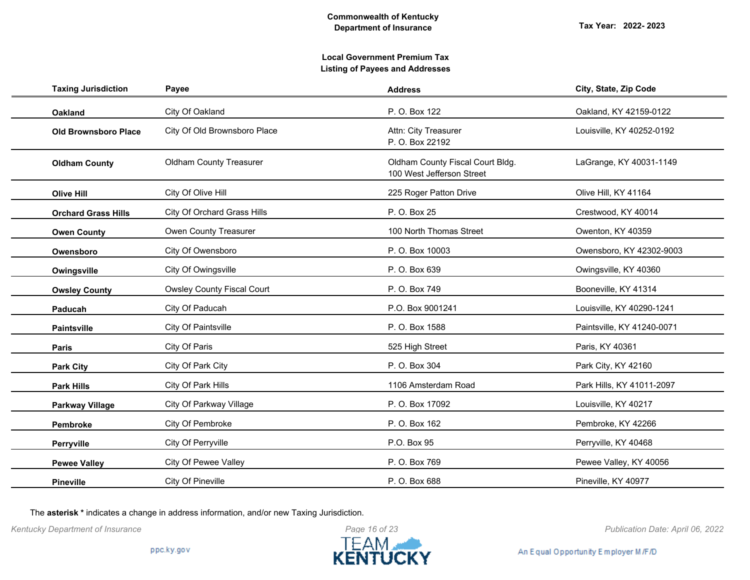**Commonwealth of Kentucky**
**Department of Insurance**

**Tax Year: 2022- 2023**

**Local Government Premium Tax**
**Listing of Payees and Addresses**

| Taxing Jurisdiction | Payee | Address | City, State, Zip Code |
|---|---|---|---|
| **Oakland** | City Of Oakland | P. O. Box 122 | Oakland, KY 42159-0122 |
| **Old Brownsboro Place** | City Of Old Brownsboro Place | Attn: City Treasurer<br>P. O. Box 22192 | Louisville, KY 40252-0192 |
| **Oldham County** | Oldham County Treasurer | Oldham County Fiscal Court Bldg.<br>100 West Jefferson Street | LaGrange, KY 40031-1149 |
| **Olive Hill** | City Of Olive Hill | 225 Roger Patton Drive | Olive Hill, KY 41164 |
| **Orchard Grass Hills** | City Of Orchard Grass Hills | P. O. Box 25 | Crestwood, KY 40014 |
| **Owen County** | Owen County Treasurer | 100 North Thomas Street | Owenton, KY 40359 |
| **Owensboro** | City Of Owensboro | P. O. Box 10003 | Owensboro, KY 42302-9003 |
| **Owingsville** | City Of Owingsville | P. O. Box 639 | Owingsville, KY 40360 |
| **Owsley County** | Owsley County Fiscal Court | P. O. Box 749 | Booneville, KY 41314 |
| **Paducah** | City Of Paducah | P.O. Box 9001241 | Louisville, KY 40290-1241 |
| **Paintsville** | City Of Paintsville | P. O. Box 1588 | Paintsville, KY 41240-0071 |
| **Paris** | City Of Paris | 525 High Street | Paris, KY 40361 |
| **Park City** | City Of Park City | P. O. Box 304 | Park City, KY 42160 |
| **Park Hills** | City Of Park Hills | 1106 Amsterdam Road | Park Hills, KY 41011-2097 |
| **Parkway Village** | City Of Parkway Village | P. O. Box 17092 | Louisville, KY 40217 |
| **Pembroke** | City Of Pembroke | P. O. Box 162 | Pembroke, KY 42266 |
| **Perryville** | City Of Perryville | P.O. Box 95 | Perryville, KY 40468 |
| **Pewee Valley** | City Of Pewee Valley | P. O. Box 769 | Pewee Valley, KY 40056 |
| **Pineville** | City Of Pineville | P. O. Box 688 | Pineville, KY 40977 |

The **asterisk \*** indicates a change in address information, and/or new Taxing Jurisdiction.

*Kentucky Department of Insurance* — *Publication Date: April 06, 2022*

ppc.ky.gov — An Equal Opportunity Employer M/F/D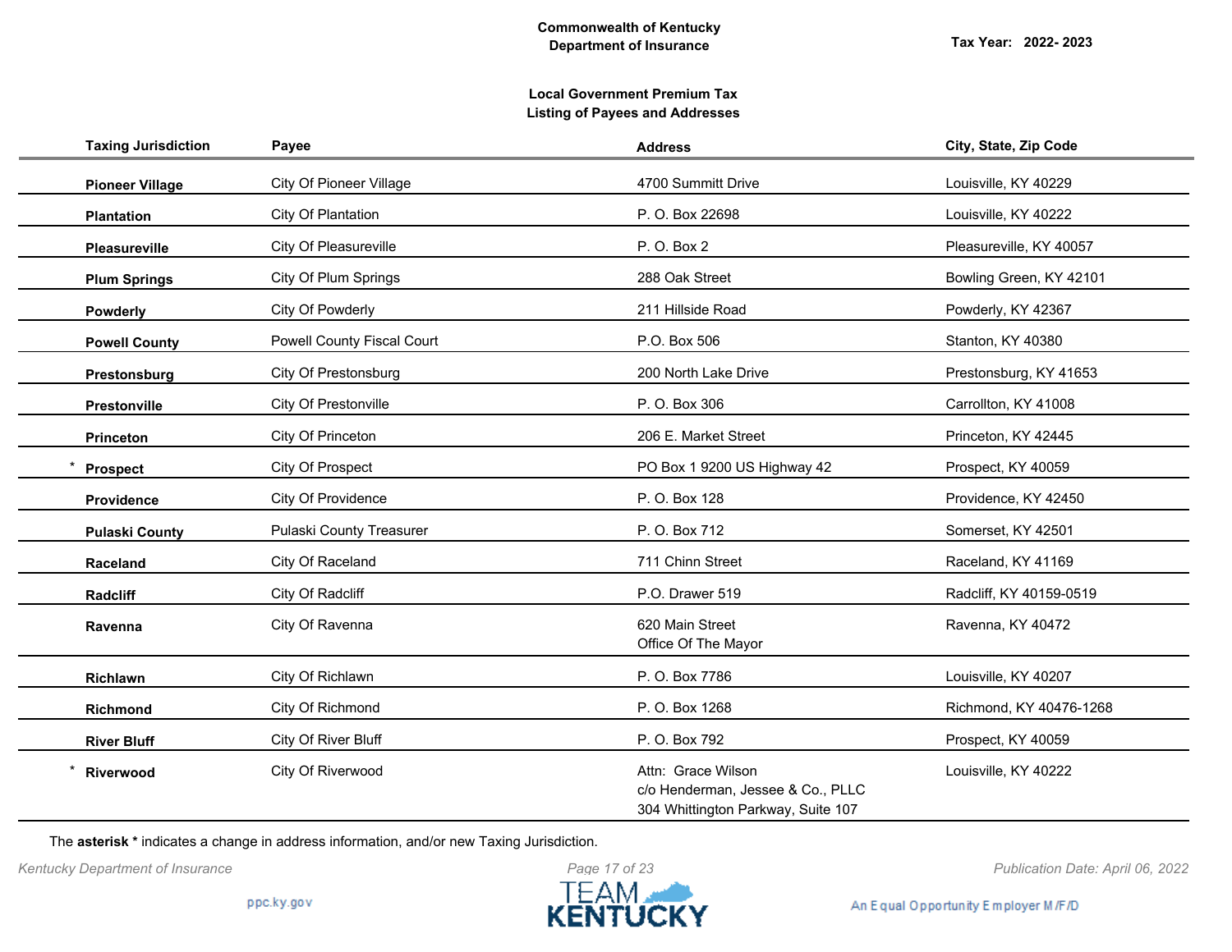**Commonwealth of Kentucky**
**Department of Insurance**

**Tax Year: 2022- 2023**

**Local Government Premium Tax**
**Listing of Payees and Addresses**

| Taxing Jurisdiction | Payee | Address | City, State, Zip Code |
|---|---|---|---|
| **Pioneer Village** | City Of Pioneer Village | 4700 Summitt Drive | Louisville, KY 40229 |
| **Plantation** | City Of Plantation | P. O. Box 22698 | Louisville, KY 40222 |
| **Pleasureville** | City Of Pleasureville | P. O. Box 2 | Pleasureville, KY 40057 |
| **Plum Springs** | City Of Plum Springs | 288 Oak Street | Bowling Green, KY 42101 |
| **Powderly** | City Of Powderly | 211 Hillside Road | Powderly, KY 42367 |
| **Powell County** | Powell County Fiscal Court | P.O. Box 506 | Stanton, KY 40380 |
| **Prestonsburg** | City Of Prestonsburg | 200 North Lake Drive | Prestonsburg, KY 41653 |
| **Prestonville** | City Of Prestonville | P. O. Box 306 | Carrollton, KY 41008 |
| **Princeton** | City Of Princeton | 206 E. Market Street | Princeton, KY 42445 |
| * **Prospect** | City Of Prospect | PO Box 1 9200 US Highway 42 | Prospect, KY 40059 |
| **Providence** | City Of Providence | P. O. Box 128 | Providence, KY 42450 |
| **Pulaski County** | Pulaski County Treasurer | P. O. Box 712 | Somerset, KY 42501 |
| **Raceland** | City Of Raceland | 711 Chinn Street | Raceland, KY 41169 |
| **Radcliff** | City Of Radcliff | P.O. Drawer 519 | Radcliff, KY 40159-0519 |
| **Ravenna** | City Of Ravenna | 620 Main Street<br>Office Of The Mayor | Ravenna, KY 40472 |
| **Richlawn** | City Of Richlawn | P. O. Box 7786 | Louisville, KY 40207 |
| **Richmond** | City Of Richmond | P. O. Box 1268 | Richmond, KY 40476-1268 |
| **River Bluff** | City Of River Bluff | P. O. Box 792 | Prospect, KY 40059 |
| * **Riverwood** | City Of Riverwood | Attn: Grace Wilson<br>c/o Henderman, Jessee & Co., PLLC<br>304 Whittington Parkway, Suite 107 | Louisville, KY 40222 |

The **asterisk *** indicates a change in address information, and/or new Taxing Jurisdiction.

*Kentucky Department of Insurance* | *Publication Date: April 06, 2022*

ppc.ky.gov | An Equal Opportunity Employer M/F/D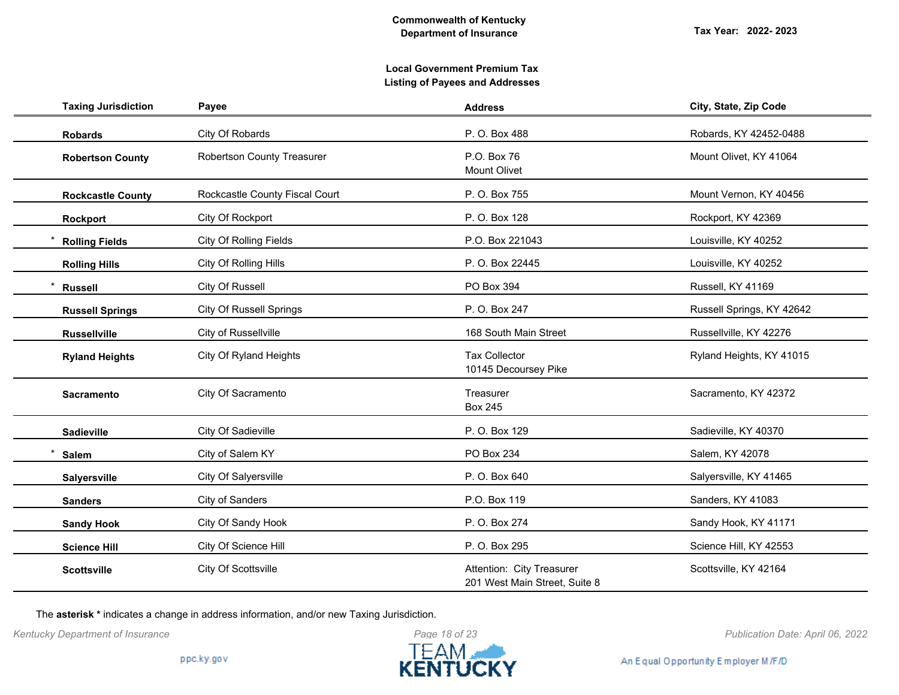Commonwealth of Kentucky
Department of Insurance

Tax Year: 2022- 2023

**Local Government Premium Tax**
**Listing of Payees and Addresses**

| Taxing Jurisdiction | Payee | Address | City, State, Zip Code |
|---|---|---|---|
| **Robards** | City Of Robards | P. O. Box 488 | Robards, KY 42452-0488 |
| **Robertson County** | Robertson County Treasurer | P.O. Box 76<br>Mount Olivet | Mount Olivet, KY 41064 |
| **Rockcastle County** | Rockcastle County Fiscal Court | P. O. Box 755 | Mount Vernon, KY 40456 |
| **Rockport** | City Of Rockport | P. O. Box 128 | Rockport, KY 42369 |
| * **Rolling Fields** | City Of Rolling Fields | P.O. Box 221043 | Louisville, KY 40252 |
| **Rolling Hills** | City Of Rolling Hills | P. O. Box 22445 | Louisville, KY 40252 |
| * **Russell** | City Of Russell | PO Box 394 | Russell, KY 41169 |
| **Russell Springs** | City Of Russell Springs | P. O. Box 247 | Russell Springs, KY 42642 |
| **Russellville** | City of Russellville | 168 South Main Street | Russellville, KY 42276 |
| **Ryland Heights** | City Of Ryland Heights | Tax Collector<br>10145 Decoursey Pike | Ryland Heights, KY 41015 |
| **Sacramento** | City Of Sacramento | Treasurer<br>Box 245 | Sacramento, KY 42372 |
| **Sadieville** | City Of Sadieville | P. O. Box 129 | Sadieville, KY 40370 |
| * **Salem** | City of Salem KY | PO Box 234 | Salem, KY 42078 |
| **Salyersville** | City Of Salyersville | P. O. Box 640 | Salyersville, KY 41465 |
| **Sanders** | City of Sanders | P.O. Box 119 | Sanders, KY 41083 |
| **Sandy Hook** | City Of Sandy Hook | P. O. Box 274 | Sandy Hook, KY 41171 |
| **Science Hill** | City Of Science Hill | P. O. Box 295 | Science Hill, KY 42553 |
| **Scottsville** | City Of Scottsville | Attention: City Treasurer<br>201 West Main Street, Suite 8 | Scottsville, KY 42164 |

The **asterisk *** indicates a change in address information, and/or new Taxing Jurisdiction.

*Kentucky Department of Insurance*

*Publication Date: April 06, 2022*

ppc.ky.gov

TEAM KENTUCKY

An Equal Opportunity Employer M/F/D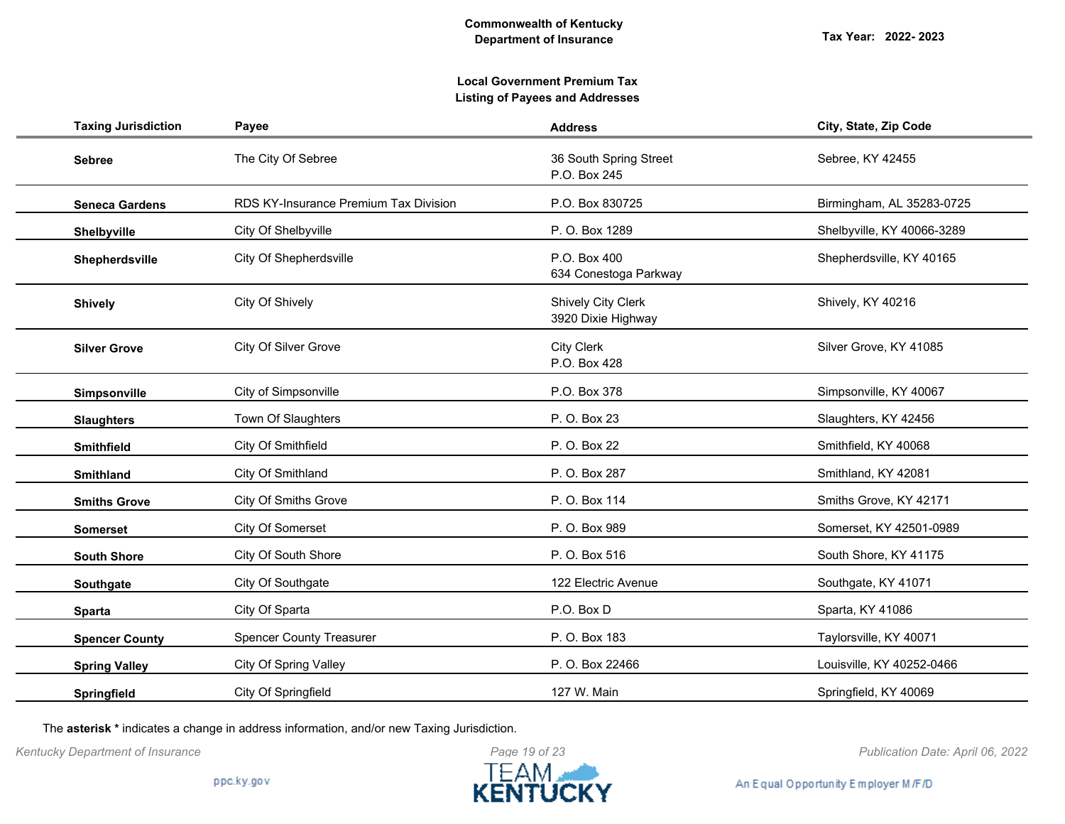**Commonwealth of Kentucky**
**Department of Insurance**

**Tax Year: 2022- 2023**

**Local Government Premium Tax**
**Listing of Payees and Addresses**

| Taxing Jurisdiction | Payee | Address | City, State, Zip Code |
|---|---|---|---|
| **Sebree** | The City Of Sebree | 36 South Spring Street<br>P.O. Box 245 | Sebree, KY 42455 |
| **Seneca Gardens** | RDS KY-Insurance Premium Tax Division | P.O. Box 830725 | Birmingham, AL 35283-0725 |
| **Shelbyville** | City Of Shelbyville | P. O. Box 1289 | Shelbyville, KY 40066-3289 |
| **Shepherdsville** | City Of Shepherdsville | P.O. Box 400<br>634 Conestoga Parkway | Shepherdsville, KY 40165 |
| **Shively** | City Of Shively | Shively City Clerk<br>3920 Dixie Highway | Shively, KY 40216 |
| **Silver Grove** | City Of Silver Grove | City Clerk<br>P.O. Box 428 | Silver Grove, KY 41085 |
| **Simpsonville** | City of Simpsonville | P.O. Box 378 | Simpsonville, KY 40067 |
| **Slaughters** | Town Of Slaughters | P. O. Box 23 | Slaughters, KY 42456 |
| **Smithfield** | City Of Smithfield | P. O. Box 22 | Smithfield, KY 40068 |
| **Smithland** | City Of Smithland | P. O. Box 287 | Smithland, KY 42081 |
| **Smiths Grove** | City Of Smiths Grove | P. O. Box 114 | Smiths Grove, KY 42171 |
| **Somerset** | City Of Somerset | P. O. Box 989 | Somerset, KY 42501-0989 |
| **South Shore** | City Of South Shore | P. O. Box 516 | South Shore, KY 41175 |
| **Southgate** | City Of Southgate | 122 Electric Avenue | Southgate, KY 41071 |
| **Sparta** | City Of Sparta | P.O. Box D | Sparta, KY 41086 |
| **Spencer County** | Spencer County Treasurer | P. O. Box 183 | Taylorsville, KY 40071 |
| **Spring Valley** | City Of Spring Valley | P. O. Box 22466 | Louisville, KY 40252-0466 |
| **Springfield** | City Of Springfield | 127 W. Main | Springfield, KY 40069 |

The **asterisk *** indicates a change in address information, and/or new Taxing Jurisdiction.

*Kentucky Department of Insurance* | *Publication Date: April 06, 2022*

ppc.ky.gov

An Equal Opportunity Employer M/F/D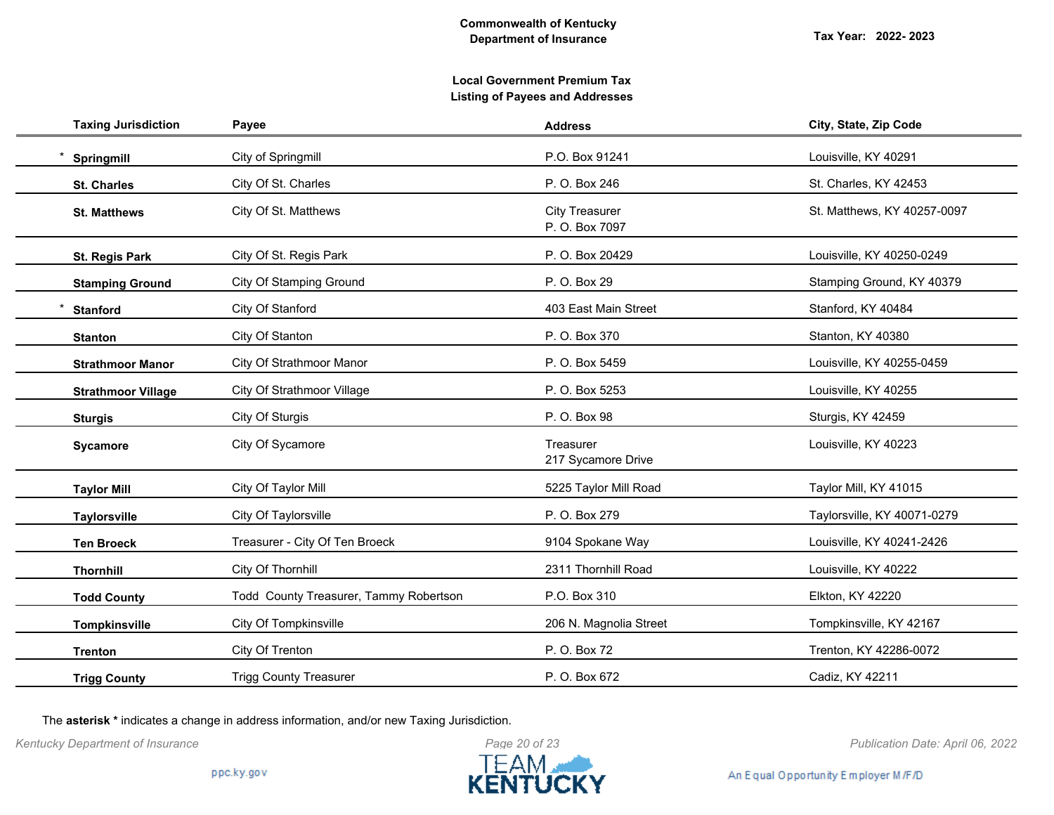Commonwealth of Kentucky
Department of Insurance

Tax Year: 2022- 2023

## Local Government Premium Tax
## Listing of Payees and Addresses

| Taxing Jurisdiction | Payee | Address | City, State, Zip Code |
|---|---|---|---|
| * **Springmill** | City of Springmill | P.O. Box 91241 | Louisville, KY 40291 |
| **St. Charles** | City Of St. Charles | P. O. Box 246 | St. Charles, KY 42453 |
| **St. Matthews** | City Of St. Matthews | City Treasurer<br>P. O. Box 7097 | St. Matthews, KY 40257-0097 |
| **St. Regis Park** | City Of St. Regis Park | P. O. Box 20429 | Louisville, KY 40250-0249 |
| **Stamping Ground** | City Of Stamping Ground | P. O. Box 29 | Stamping Ground, KY 40379 |
| * **Stanford** | City Of Stanford | 403 East Main Street | Stanford, KY 40484 |
| **Stanton** | City Of Stanton | P. O. Box 370 | Stanton, KY 40380 |
| **Strathmoor Manor** | City Of Strathmoor Manor | P. O. Box 5459 | Louisville, KY 40255-0459 |
| **Strathmoor Village** | City Of Strathmoor Village | P. O. Box 5253 | Louisville, KY 40255 |
| **Sturgis** | City Of Sturgis | P. O. Box 98 | Sturgis, KY 42459 |
| **Sycamore** | City Of Sycamore | Treasurer<br>217 Sycamore Drive | Louisville, KY 40223 |
| **Taylor Mill** | City Of Taylor Mill | 5225 Taylor Mill Road | Taylor Mill, KY 41015 |
| **Taylorsville** | City Of Taylorsville | P. O. Box 279 | Taylorsville, KY 40071-0279 |
| **Ten Broeck** | Treasurer - City Of Ten Broeck | 9104 Spokane Way | Louisville, KY 40241-2426 |
| **Thornhill** | City Of Thornhill | 2311 Thornhill Road | Louisville, KY 40222 |
| **Todd County** | Todd County Treasurer, Tammy Robertson | P.O. Box 310 | Elkton, KY 42220 |
| **Tompkinsville** | City Of Tompkinsville | 206 N. Magnolia Street | Tompkinsville, KY 42167 |
| **Trenton** | City Of Trenton | P. O. Box 72 | Trenton, KY 42286-0072 |
| **Trigg County** | Trigg County Treasurer | P. O. Box 672 | Cadiz, KY 42211 |

The **asterisk *** indicates a change in address information, and/or new Taxing Jurisdiction.

*Kentucky Department of Insurance* *Publication Date: April 06, 2022*

ppc.ky.gov

An Equal Opportunity Employer M/F/D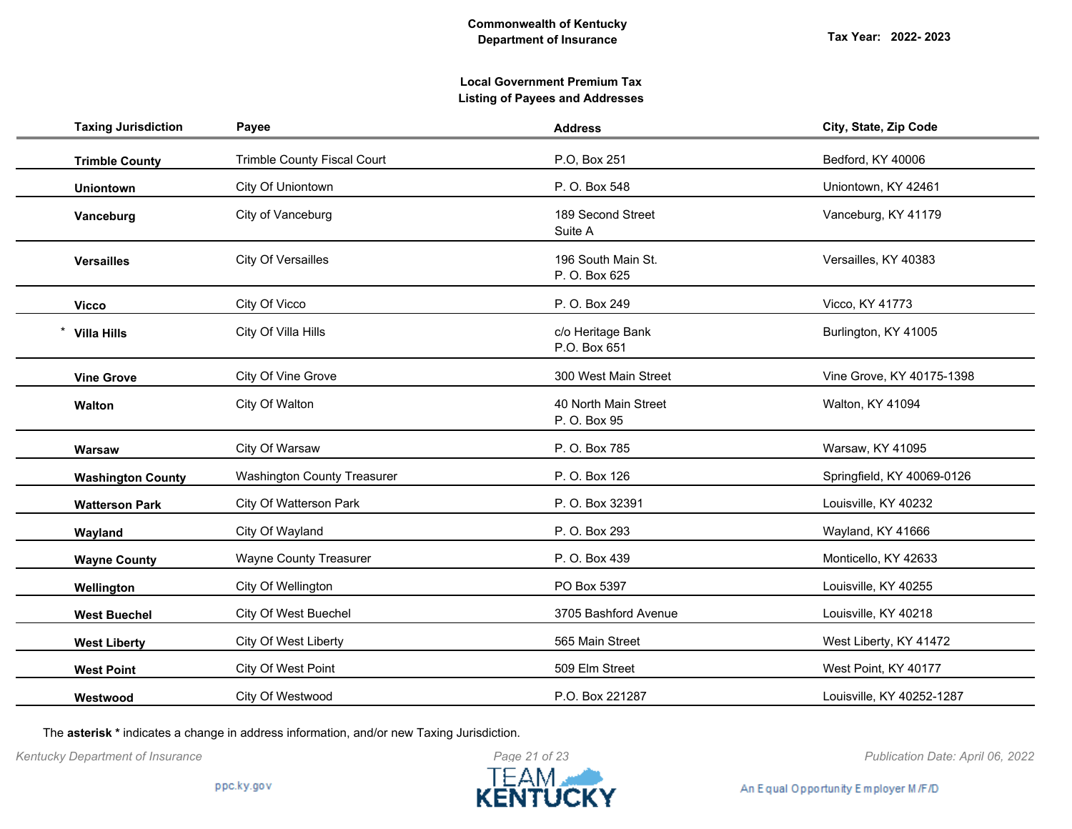**Commonwealth of Kentucky**
**Department of Insurance**

**Tax Year: 2022- 2023**

**Local Government Premium Tax**
**Listing of Payees and Addresses**

| Taxing Jurisdiction | Payee | Address | City, State, Zip Code |
|---|---|---|---|
| **Trimble County** | Trimble County Fiscal Court | P.O, Box 251 | Bedford, KY 40006 |
| **Uniontown** | City Of Uniontown | P. O. Box 548 | Uniontown, KY 42461 |
| **Vanceburg** | City of Vanceburg | 189 Second Street<br>Suite A | Vanceburg, KY 41179 |
| **Versailles** | City Of Versailles | 196 South Main St.<br>P. O. Box 625 | Versailles, KY 40383 |
| **Vicco** | City Of Vicco | P. O. Box 249 | Vicco, KY 41773 |
| * **Villa Hills** | City Of Villa Hills | c/o Heritage Bank<br>P.O. Box 651 | Burlington, KY 41005 |
| **Vine Grove** | City Of Vine Grove | 300 West Main Street | Vine Grove, KY 40175-1398 |
| **Walton** | City Of Walton | 40 North Main Street<br>P. O. Box 95 | Walton, KY 41094 |
| **Warsaw** | City Of Warsaw | P. O. Box 785 | Warsaw, KY 41095 |
| **Washington County** | Washington County Treasurer | P. O. Box 126 | Springfield, KY 40069-0126 |
| **Watterson Park** | City Of Watterson Park | P. O. Box 32391 | Louisville, KY 40232 |
| **Wayland** | City Of Wayland | P. O. Box 293 | Wayland, KY 41666 |
| **Wayne County** | Wayne County Treasurer | P. O. Box 439 | Monticello, KY 42633 |
| **Wellington** | City Of Wellington | PO Box 5397 | Louisville, KY 40255 |
| **West Buechel** | City Of West Buechel | 3705 Bashford Avenue | Louisville, KY 40218 |
| **West Liberty** | City Of West Liberty | 565 Main Street | West Liberty, KY 41472 |
| **West Point** | City Of West Point | 509 Elm Street | West Point, KY 40177 |
| **Westwood** | City Of Westwood | P.O. Box 221287 | Louisville, KY 40252-1287 |

The **asterisk *** indicates a change in address information, and/or new Taxing Jurisdiction.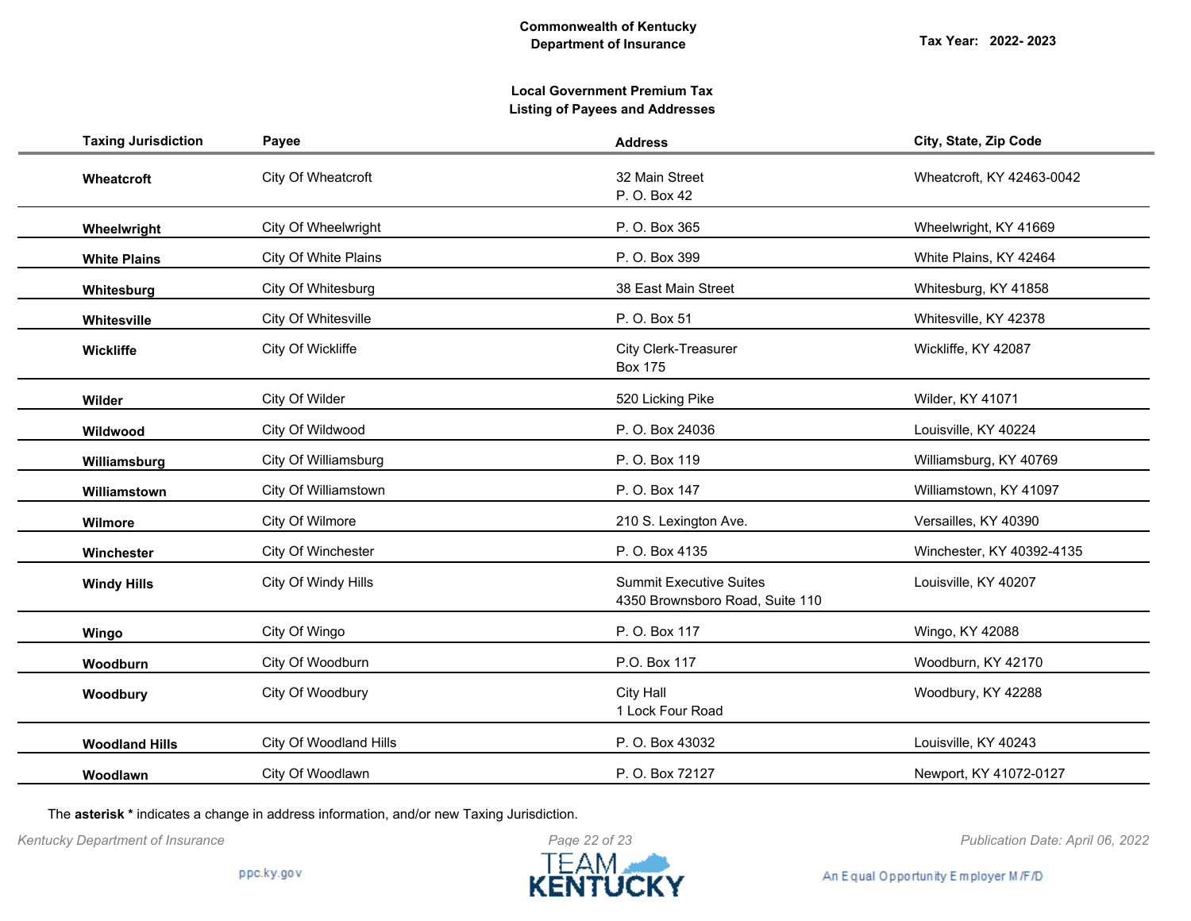**Commonwealth of Kentucky**
**Department of Insurance**

**Tax Year: 2022- 2023**

**Local Government Premium Tax**
**Listing of Payees and Addresses**

| Taxing Jurisdiction | Payee | Address | City, State, Zip Code |
|---|---|---|---|
| **Wheatcroft** | City Of Wheatcroft | 32 Main Street<br>P. O. Box 42 | Wheatcroft, KY 42463-0042 |
| **Wheelwright** | City Of Wheelwright | P. O. Box 365 | Wheelwright, KY 41669 |
| **White Plains** | City Of White Plains | P. O. Box 399 | White Plains, KY 42464 |
| **Whitesburg** | City Of Whitesburg | 38 East Main Street | Whitesburg, KY 41858 |
| **Whitesville** | City Of Whitesville | P. O. Box 51 | Whitesville, KY 42378 |
| **Wickliffe** | City Of Wickliffe | City Clerk-Treasurer<br>Box 175 | Wickliffe, KY 42087 |
| **Wilder** | City Of Wilder | 520 Licking Pike | Wilder, KY 41071 |
| **Wildwood** | City Of Wildwood | P. O. Box 24036 | Louisville, KY 40224 |
| **Williamsburg** | City Of Williamsburg | P. O. Box 119 | Williamsburg, KY 40769 |
| **Williamstown** | City Of Williamstown | P. O. Box 147 | Williamstown, KY 41097 |
| **Wilmore** | City Of Wilmore | 210 S. Lexington Ave. | Versailles, KY 40390 |
| **Winchester** | City Of Winchester | P. O. Box 4135 | Winchester, KY 40392-4135 |
| **Windy Hills** | City Of Windy Hills | Summit Executive Suites<br>4350 Brownsboro Road, Suite 110 | Louisville, KY 40207 |
| **Wingo** | City Of Wingo | P. O. Box 117 | Wingo, KY 42088 |
| **Woodburn** | City Of Woodburn | P.O. Box 117 | Woodburn, KY 42170 |
| **Woodbury** | City Of Woodbury | City Hall<br>1 Lock Four Road | Woodbury, KY 42288 |
| **Woodland Hills** | City Of Woodland Hills | P. O. Box 43032 | Louisville, KY 40243 |
| **Woodlawn** | City Of Woodlawn | P. O. Box 72127 | Newport, KY 41072-0127 |

The **asterisk *** indicates a change in address information, and/or new Taxing Jurisdiction.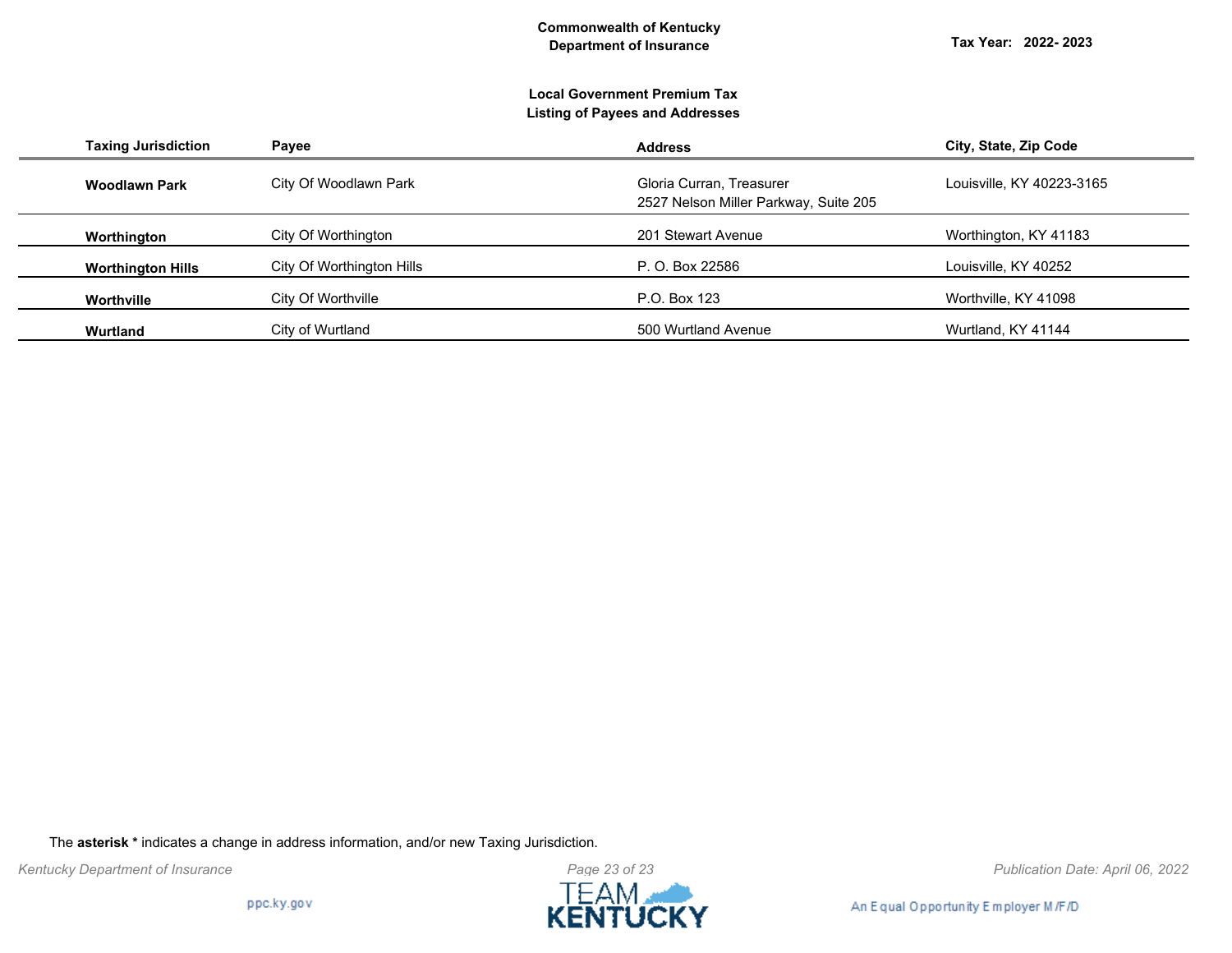**Commonwealth of Kentucky**
**Department of Insurance**

**Tax Year: 2022- 2023**

**Local Government Premium Tax**
**Listing of Payees and Addresses**

| Taxing Jurisdiction | Payee | Address | City, State, Zip Code |
|---|---|---|---|
| **Woodlawn Park** | City Of Woodlawn Park | Gloria Curran, Treasurer<br>2527 Nelson Miller Parkway, Suite 205 | Louisville, KY 40223-3165 |
| **Worthington** | City Of Worthington | 201 Stewart Avenue | Worthington, KY 41183 |
| **Worthington Hills** | City Of Worthington Hills | P. O. Box 22586 | Louisville, KY 40252 |
| **Worthville** | City Of Worthville | P.O. Box 123 | Worthville, KY 41098 |
| **Wurtland** | City of Wurtland | 500 Wurtland Avenue | Wurtland, KY 41144 |

The **asterisk *** indicates a change in address information, and/or new Taxing Jurisdiction.

*Kentucky Department of Insurance*

*Publication Date: April 06, 2022*

ppc.ky.gov

TEAM KENTUCKY

An Equal Opportunity Employer M/F/D